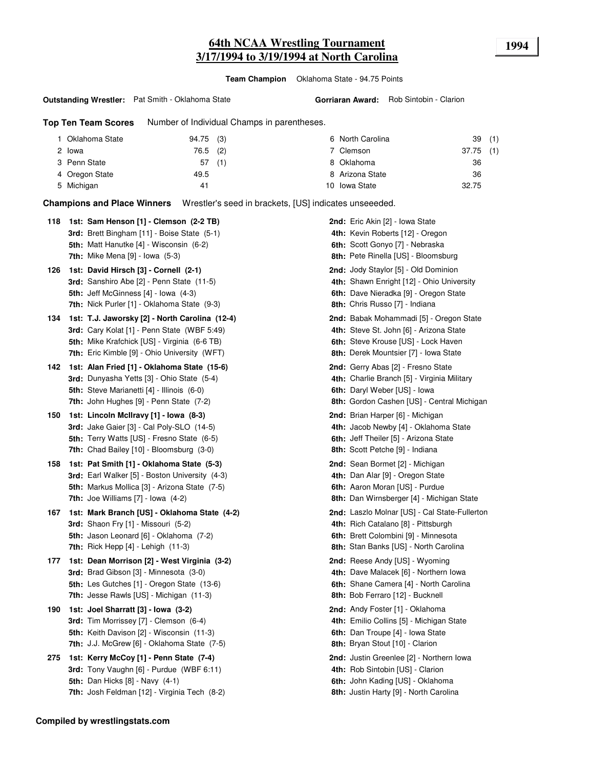# 64th NCAA Wrestling Tournament
## 3/17/1994 to 3/19/1994 at North Carolina

**1994**

**Team Champion** Oklahoma State - 94.75 Points

**Outstanding Wrestler:** Pat Smith - Oklahoma State

**Gorriaran Award:** Rob Sintobin - Clarion

**Top Ten Team Scores** Number of Individual Champs in parentheses.

| Rank | Team | Points | Champs |
|---|---|---|---|
| 1 | Oklahoma State | 94.75 | (3) |
| 2 | Iowa | 76.5 | (2) |
| 3 | Penn State | 57 | (1) |
| 4 | Oregon State | 49.5 | |
| 5 | Michigan | 41 | |
| 6 | North Carolina | 39 | (1) |
| 7 | Clemson | 37.75 | (1) |
| 8 | Oklahoma | 36 | |
| 8 | Arizona State | 36 | |
| 10 | Iowa State | 32.75 | |

**Champions and Place Winners** Wrestler's seed in brackets, [US] indicates unseeeded.

**118**
- **1st: Sam Henson [1] - Clemson (2-2 TB)**
- **2nd:** Eric Akin [2] - Iowa State
- **3rd:** Brett Bingham [11] - Boise State (5-1)
- **4th:** Kevin Roberts [12] - Oregon
- **5th:** Matt Hanutke [4] - Wisconsin (6-2)
- **6th:** Scott Gonyo [7] - Nebraska
- **7th:** Mike Mena [9] - Iowa (5-3)
- **8th:** Pete Rinella [US] - Bloomsburg

**126**
- **1st: David Hirsch [3] - Cornell (2-1)**
- **2nd:** Jody Staylor [5] - Old Dominion
- **3rd:** Sanshiro Abe [2] - Penn State (11-5)
- **4th:** Shawn Enright [12] - Ohio University
- **5th:** Jeff McGinness [4] - Iowa (4-3)
- **6th:** Dave Nieradka [9] - Oregon State
- **7th:** Nick Purler [1] - Oklahoma State (9-3)
- **8th:** Chris Russo [7] - Indiana

**134**
- **1st: T.J. Jaworsky [2] - North Carolina (12-4)**
- **2nd:** Babak Mohammadi [5] - Oregon State
- **3rd:** Cary Kolat [1] - Penn State (WBF 5:49)
- **4th:** Steve St. John [6] - Arizona State
- **5th:** Mike Krafchick [US] - Virginia (6-6 TB)
- **6th:** Steve Krouse [US] - Lock Haven
- **7th:** Eric Kimble [9] - Ohio University (WFT)
- **8th:** Derek Mountsier [7] - Iowa State

**142**
- **1st: Alan Fried [1] - Oklahoma State (15-6)**
- **2nd:** Gerry Abas [2] - Fresno State
- **3rd:** Dunyasha Yetts [3] - Ohio State (5-4)
- **4th:** Charlie Branch [5] - Virginia Military
- **5th:** Steve Marianetti [4] - Illinois (6-0)
- **6th:** Daryl Weber [US] - Iowa
- **7th:** John Hughes [9] - Penn State (7-2)
- **8th:** Gordon Cashen [US] - Central Michigan

**150**
- **1st: Lincoln McIlravy [1] - Iowa (8-3)**
- **2nd:** Brian Harper [6] - Michigan
- **3rd:** Jake Gaier [3] - Cal Poly-SLO (14-5)
- **4th:** Jacob Newby [4] - Oklahoma State
- **5th:** Terry Watts [US] - Fresno State (6-5)
- **6th:** Jeff Theiler [5] - Arizona State
- **7th:** Chad Bailey [10] - Bloomsburg (3-0)
- **8th:** Scott Petche [9] - Indiana

**158**
- **1st: Pat Smith [1] - Oklahoma State (5-3)**
- **2nd:** Sean Bormet [2] - Michigan
- **3rd:** Earl Walker [5] - Boston University (4-3)
- **4th:** Dan Alar [9] - Oregon State
- **5th:** Markus Mollica [3] - Arizona State (7-5)
- **6th:** Aaron Moran [US] - Purdue
- **7th:** Joe Williams [7] - Iowa (4-2)
- **8th:** Dan Wirnsberger [4] - Michigan State

**167**
- **1st: Mark Branch [US] - Oklahoma State (4-2)**
- **2nd:** Laszlo Molnar [US] - Cal State-Fullerton
- **3rd:** Shaon Fry [1] - Missouri (5-2)
- **4th:** Rich Catalano [8] - Pittsburgh
- **5th:** Jason Leonard [6] - Oklahoma (7-2)
- **6th:** Brett Colombini [9] - Minnesota
- **7th:** Rick Hepp [4] - Lehigh (11-3)
- **8th:** Stan Banks [US] - North Carolina

**177**
- **1st: Dean Morrison [2] - West Virginia (3-2)**
- **2nd:** Reese Andy [US] - Wyoming
- **3rd:** Brad Gibson [3] - Minnesota (3-0)
- **4th:** Dave Malacek [6] - Northern Iowa
- **5th:** Les Gutches [1] - Oregon State (13-6)
- **6th:** Shane Camera [4] - North Carolina
- **7th:** Jesse Rawls [US] - Michigan (11-3)
- **8th:** Bob Ferraro [12] - Bucknell

**190**
- **1st: Joel Sharratt [3] - Iowa (3-2)**
- **2nd:** Andy Foster [1] - Oklahoma
- **3rd:** Tim Morrissey [7] - Clemson (6-4)
- **4th:** Emilio Collins [5] - Michigan State
- **5th:** Keith Davison [2] - Wisconsin (11-3)
- **6th:** Dan Troupe [4] - Iowa State
- **7th:** J.J. McGrew [6] - Oklahoma State (7-5)
- **8th:** Bryan Stout [10] - Clarion

**275**
- **1st: Kerry McCoy [1] - Penn State (7-4)**
- **2nd:** Justin Greenlee [2] - Northern Iowa
- **3rd:** Tony Vaughn [6] - Purdue (WBF 6:11)
- **4th:** Rob Sintobin [US] - Clarion
- **5th:** Dan Hicks [8] - Navy (4-1)
- **6th:** John Kading [US] - Oklahoma
- **7th:** Josh Feldman [12] - Virginia Tech (8-2)
- **8th:** Justin Harty [9] - North Carolina

**Compiled by wrestlingstats.com**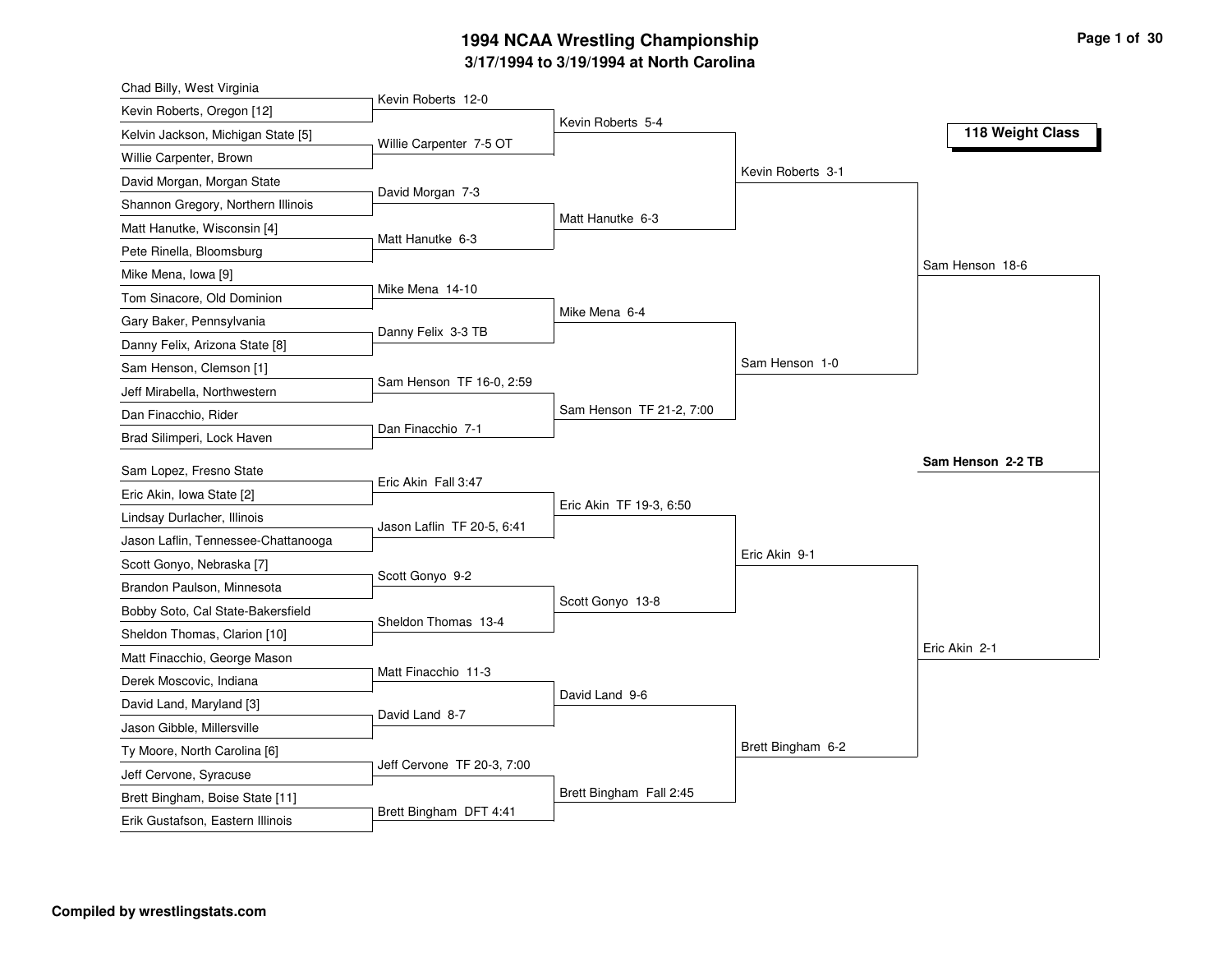# 1994 NCAA Wrestling Championship

## 3/17/1994 to 3/19/1994 at North Carolina

### 118 Weight Class

**First Round**

| Wrestler 1 | Wrestler 2 | Result |
|---|---|---|
| Chad Billy, West Virginia | Kevin Roberts, Oregon [12] | Kevin Roberts 12-0 |
| Kelvin Jackson, Michigan State [5] | Willie Carpenter, Brown | Willie Carpenter 7-5 OT |
| David Morgan, Morgan State | Shannon Gregory, Northern Illinois | David Morgan 7-3 |
| Matt Hanutke, Wisconsin [4] | Pete Rinella, Bloomsburg | Matt Hanutke 6-3 |
| Mike Mena, Iowa [9] | Tom Sinacore, Old Dominion | Mike Mena 14-10 |
| Gary Baker, Pennsylvania | Danny Felix, Arizona State [8] | Danny Felix 3-3 TB |
| Sam Henson, Clemson [1] | Jeff Mirabella, Northwestern | Sam Henson TF 16-0, 2:59 |
| Dan Finacchio, Rider | Brad Silimperi, Lock Haven | Dan Finacchio 7-1 |
| Sam Lopez, Fresno State | Eric Akin, Iowa State [2] | Eric Akin Fall 3:47 |
| Lindsay Durlacher, Illinois | Jason Laflin, Tennessee-Chattanooga | Jason Laflin TF 20-5, 6:41 |
| Scott Gonyo, Nebraska [7] | Brandon Paulson, Minnesota | Scott Gonyo 9-2 |
| Bobby Soto, Cal State-Bakersfield | Sheldon Thomas, Clarion [10] | Sheldon Thomas 13-4 |
| Matt Finacchio, George Mason | Derek Moscovic, Indiana | Matt Finacchio 11-3 |
| David Land, Maryland [3] | Jason Gibble, Millersville | David Land 8-7 |
| Ty Moore, North Carolina [6] | Jeff Cervone, Syracuse | Jeff Cervone TF 20-3, 7:00 |
| Brett Bingham, Boise State [11] | Erik Gustafson, Eastern Illinois | Brett Bingham DFT 4:41 |

**Second Round**

- Kevin Roberts 5-4
- Matt Hanutke 6-3
- Mike Mena 6-4
- Sam Henson TF 21-2, 7:00
- Eric Akin TF 19-3, 6:50
- Scott Gonyo 13-8
- David Land 9-6
- Brett Bingham Fall 2:45

**Quarterfinals**

- Kevin Roberts 3-1
- Sam Henson 1-0
- Eric Akin 9-1
- Brett Bingham 6-2

**Semifinals**

- Sam Henson 18-6
- Eric Akin 2-1

**Final**

- **Sam Henson 2-2 TB**

Compiled by wrestlingstats.com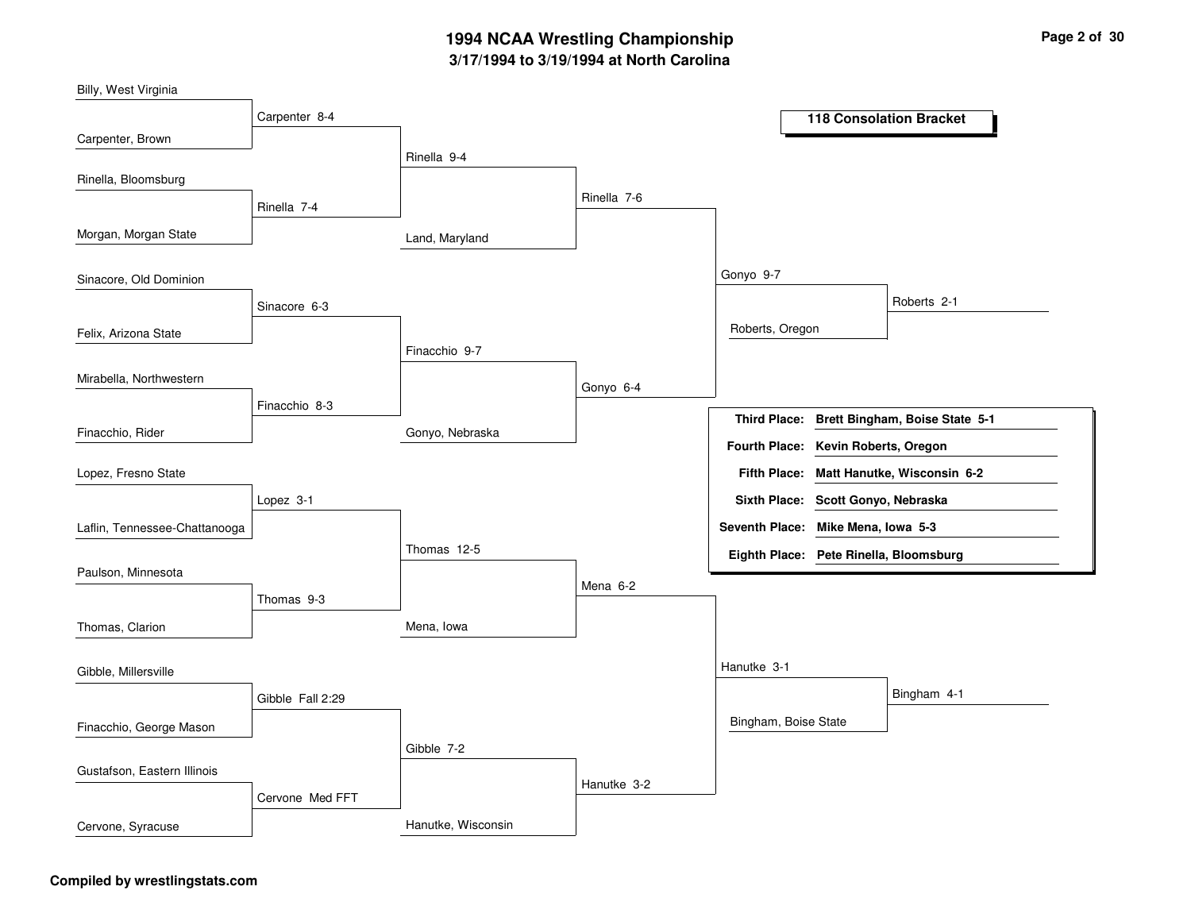# 1994 NCAA Wrestling Championship

## 3/17/1994 to 3/19/1994 at North Carolina

### 118 Consolation Bracket

**Round 1**

- Billy, West Virginia vs. Carpenter, Brown — Carpenter 8-4
- Rinella, Bloomsburg vs. Morgan, Morgan State — Rinella 7-4
- Sinacore, Old Dominion vs. Felix, Arizona State — Sinacore 6-3
- Mirabella, Northwestern vs. Finacchio, Rider — Finacchio 8-3
- Lopez, Fresno State vs. Laflin, Tennessee-Chattanooga — Lopez 3-1
- Paulson, Minnesota vs. Thomas, Clarion — Thomas 9-3
- Gibble, Millersville vs. Finacchio, George Mason — Gibble Fall 2:29
- Gustafson, Eastern Illinois vs. Cervone, Syracuse — Cervone Med FFT

**Round 2**

- Carpenter vs. Rinella — Rinella 9-4
- Sinacore vs. Finacchio — Finacchio 9-7
- Lopez vs. Thomas — Thomas 12-5
- Gibble vs. Cervone — Gibble 7-2

**Round 3**

- Rinella vs. Land, Maryland — Rinella 7-6
- Finacchio vs. Gonyo, Nebraska — Gonyo 6-4
- Thomas vs. Mena, Iowa — Mena 6-2
- Gibble vs. Hanutke, Wisconsin — Hanutke 3-2

**Round 4**

- Rinella vs. Gonyo — Gonyo 9-7
- Mena vs. Hanutke — Hanutke 3-1

**Round 5**

- Gonyo vs. Roberts, Oregon — Roberts 2-1
- Hanutke vs. Bingham, Boise State — Bingham 4-1

| Place | Wrestler |
| --- | --- |
| Third Place: | Brett Bingham, Boise State 5-1 |
| Fourth Place: | Kevin Roberts, Oregon |
| Fifth Place: | Matt Hanutke, Wisconsin 6-2 |
| Sixth Place: | Scott Gonyo, Nebraska |
| Seventh Place: | Mike Mena, Iowa 5-3 |
| Eighth Place: | Pete Rinella, Bloomsburg |

**Compiled by wrestlingstats.com**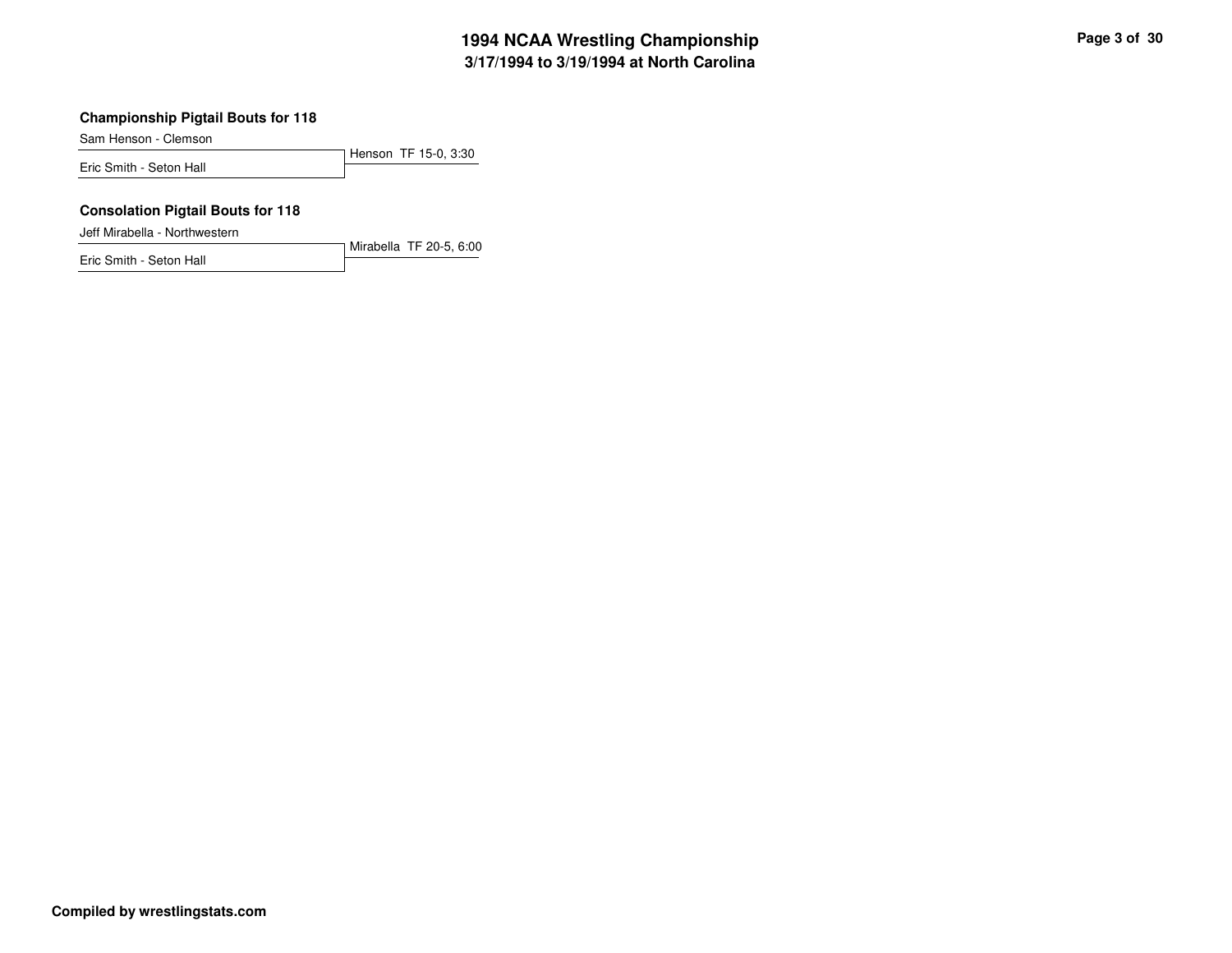# 1994 NCAA Wrestling Championship
## 3/17/1994 to 3/19/1994 at North Carolina

### Championship Pigtail Bouts for 118

Sam Henson - Clemson

Eric Smith - Seton Hall

Henson TF 15-0, 3:30

### Consolation Pigtail Bouts for 118

Jeff Mirabella - Northwestern

Eric Smith - Seton Hall

Mirabella TF 20-5, 6:00

**Compiled by wrestlingstats.com**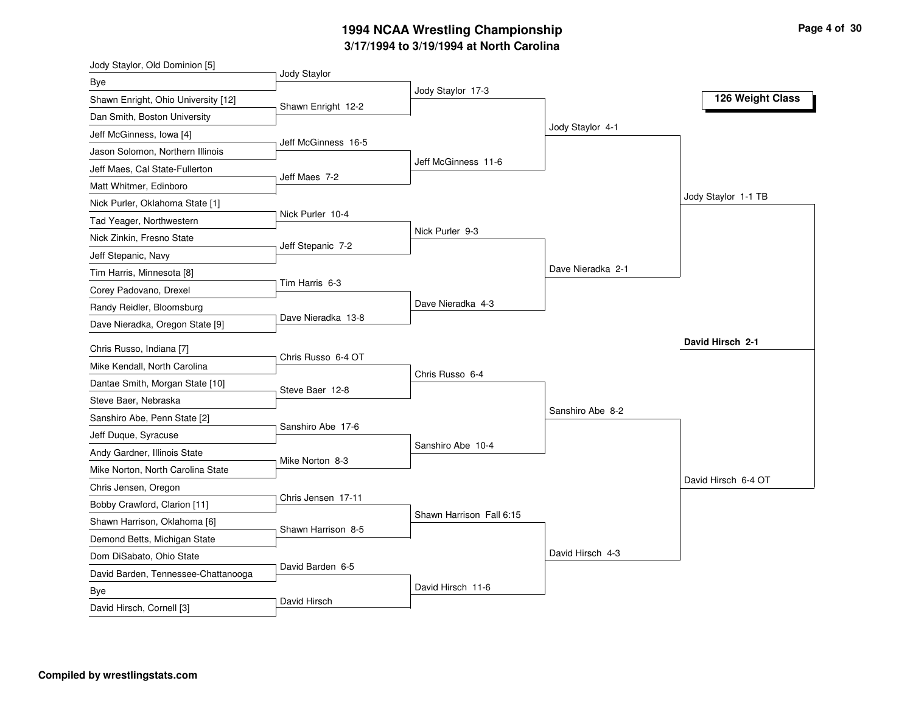# 1994 NCAA Wrestling Championship

## 3/17/1994 to 3/19/1994 at North Carolina

### 126 Weight Class

**First Round**

- Jody Staylor, Old Dominion [5] vs. Bye — Jody Staylor
- Shawn Enright, Ohio University [12] vs. Dan Smith, Boston University — Shawn Enright 12-2
- Jeff McGinness, Iowa [4] vs. Jason Solomon, Northern Illinois — Jeff McGinness 16-5
- Jeff Maes, Cal State-Fullerton vs. Matt Whitmer, Edinboro — Jeff Maes 7-2
- Nick Purler, Oklahoma State [1] vs. Tad Yeager, Northwestern — Nick Purler 10-4
- Nick Zinkin, Fresno State vs. Jeff Stepanic, Navy — Jeff Stepanic 7-2
- Tim Harris, Minnesota [8] vs. Corey Padovano, Drexel — Tim Harris 6-3
- Randy Reidler, Bloomsburg vs. Dave Nieradka, Oregon State [9] — Dave Nieradka 13-8
- Chris Russo, Indiana [7] vs. Mike Kendall, North Carolina — Chris Russo 6-4 OT
- Dantae Smith, Morgan State [10] vs. Steve Baer, Nebraska — Steve Baer 12-8
- Sanshiro Abe, Penn State [2] vs. Jeff Duque, Syracuse — Sanshiro Abe 17-6
- Andy Gardner, Illinois State vs. Mike Norton, North Carolina State — Mike Norton 8-3
- Chris Jensen, Oregon vs. Bobby Crawford, Clarion [11] — Chris Jensen 17-11
- Shawn Harrison, Oklahoma [6] vs. Demond Betts, Michigan State — Shawn Harrison 8-5
- Dom DiSabato, Ohio State vs. David Barden, Tennessee-Chattanooga — David Barden 6-5
- Bye vs. David Hirsch, Cornell [3] — David Hirsch

**Second Round**

- Jody Staylor 17-3
- Jeff McGinness 11-6
- Nick Purler 9-3
- Dave Nieradka 4-3
- Chris Russo 6-4
- Sanshiro Abe 10-4
- Shawn Harrison Fall 6:15
- David Hirsch 11-6

**Quarterfinals**

- Jody Staylor 4-1
- Dave Nieradka 2-1
- Sanshiro Abe 8-2
- David Hirsch 4-3

**Semifinals**

- Jody Staylor 1-1 TB
- David Hirsch 6-4 OT

**Final**

- **David Hirsch 2-1**

**Compiled by wrestlingstats.com**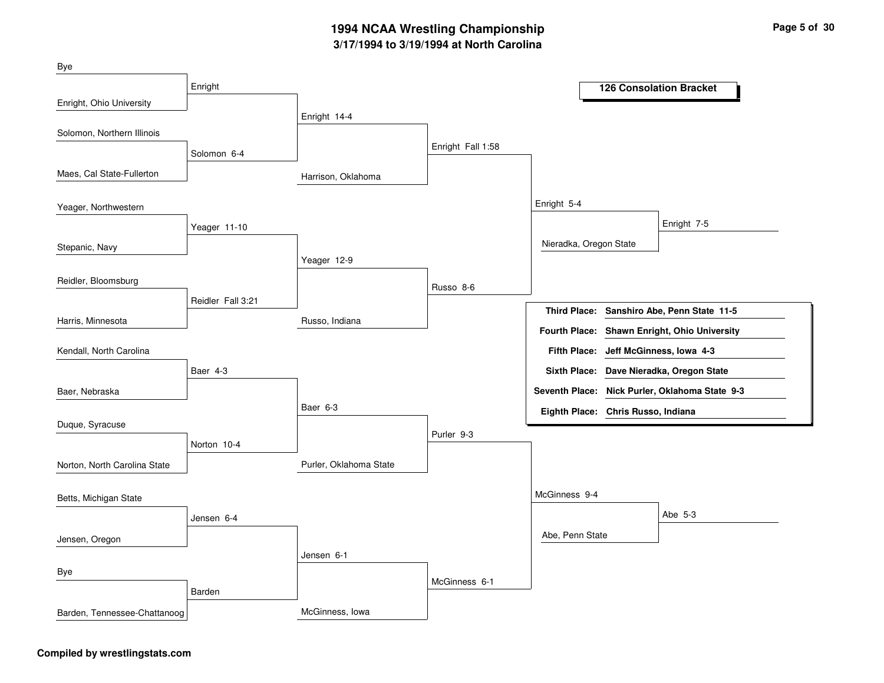# 1994 NCAA Wrestling Championship

## 3/17/1994 to 3/19/1994 at North Carolina

### 126 Consolation Bracket

**Round 1**

| Wrestler | Wrestler | Winner |
|---|---|---|
| Bye | Enright, Ohio University | Enright |
| Solomon, Northern Illinois | Maes, Cal State-Fullerton | Solomon 6-4 |
| Yeager, Northwestern | Stepanic, Navy | Yeager 11-10 |
| Reidler, Bloomsburg | Harris, Minnesota | Reidler Fall 3:21 |
| Kendall, North Carolina | Baer, Nebraska | Baer 4-3 |
| Duque, Syracuse | Norton, North Carolina State | Norton 10-4 |
| Betts, Michigan State | Jensen, Oregon | Jensen 6-4 |
| Bye | Barden, Tennessee-Chattanoog | Barden |

**Round 2**

| Match | Winner |
|---|---|
| Enright vs. Solomon | Enright 14-4 |
| Yeager vs. Reidler | Yeager 12-9 |
| Baer vs. Norton | Baer 6-3 |
| Jensen vs. Barden | Jensen 6-1 |

**Round 3**

| Match | Winner |
|---|---|
| Enright vs. Harrison, Oklahoma | Enright Fall 1:58 |
| Yeager vs. Russo, Indiana | Russo 8-6 |
| Baer vs. Purler, Oklahoma State | Purler 9-3 |
| Jensen vs. McGinness, Iowa | McGinness 6-1 |

**Round 4**

| Match | Winner |
|---|---|
| Enright vs. Russo | Enright 5-4 |
| Purler vs. McGinness | McGinness 9-4 |

**Round 5**

| Match | Winner |
|---|---|
| Enright vs. Nieradka, Oregon State | Enright 7-5 |
| McGinness vs. Abe, Penn State | Abe 5-3 |

**Placings**

| Place | Wrestler |
|---|---|
| Third Place: | Sanshiro Abe, Penn State 11-5 |
| Fourth Place: | Shawn Enright, Ohio University |
| Fifth Place: | Jeff McGinness, Iowa 4-3 |
| Sixth Place: | Dave Nieradka, Oregon State |
| Seventh Place: | Nick Purler, Oklahoma State 9-3 |
| Eighth Place: | Chris Russo, Indiana |

**Compiled by wrestlingstats.com**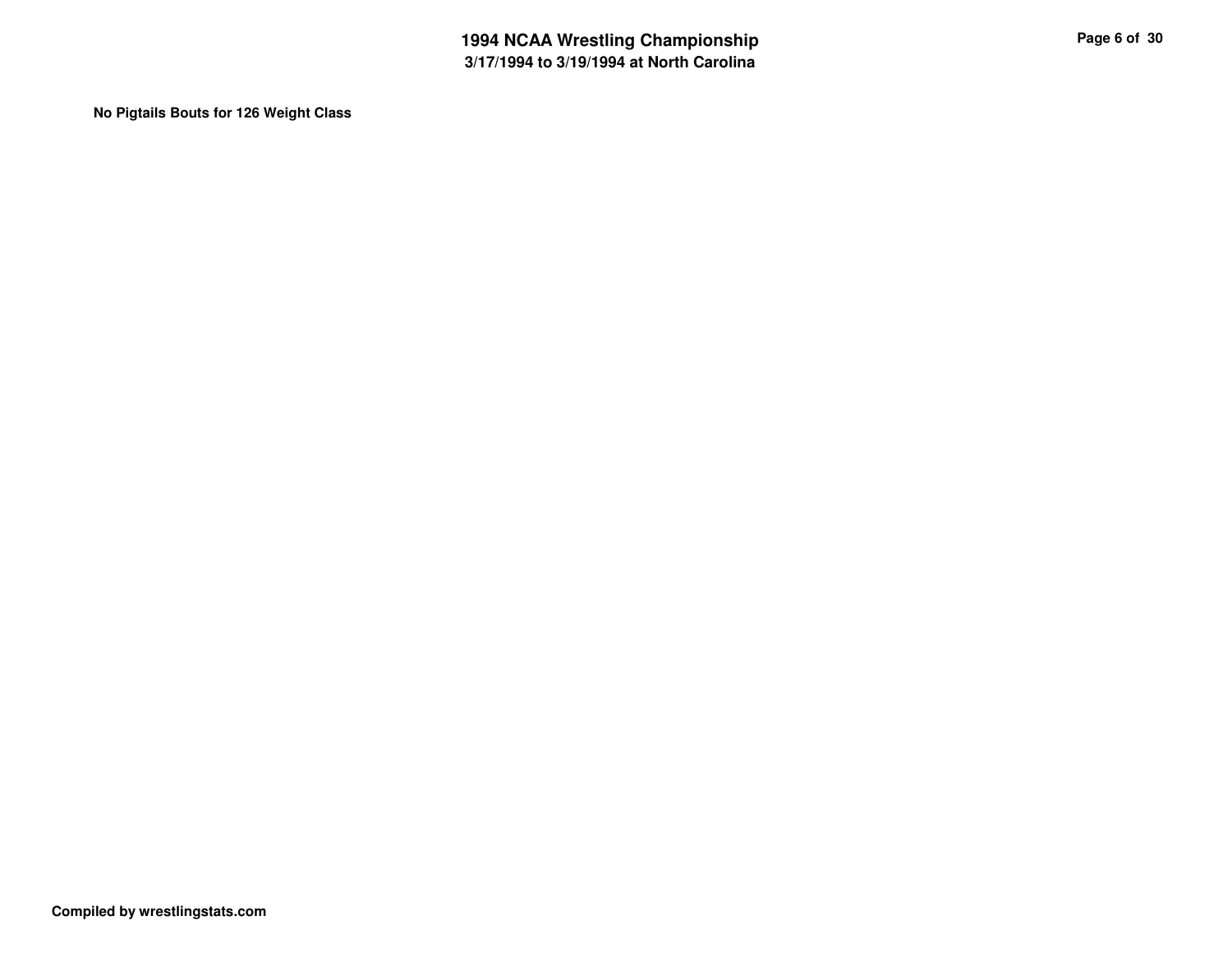**No Pigtails Bouts for 126 Weight Class**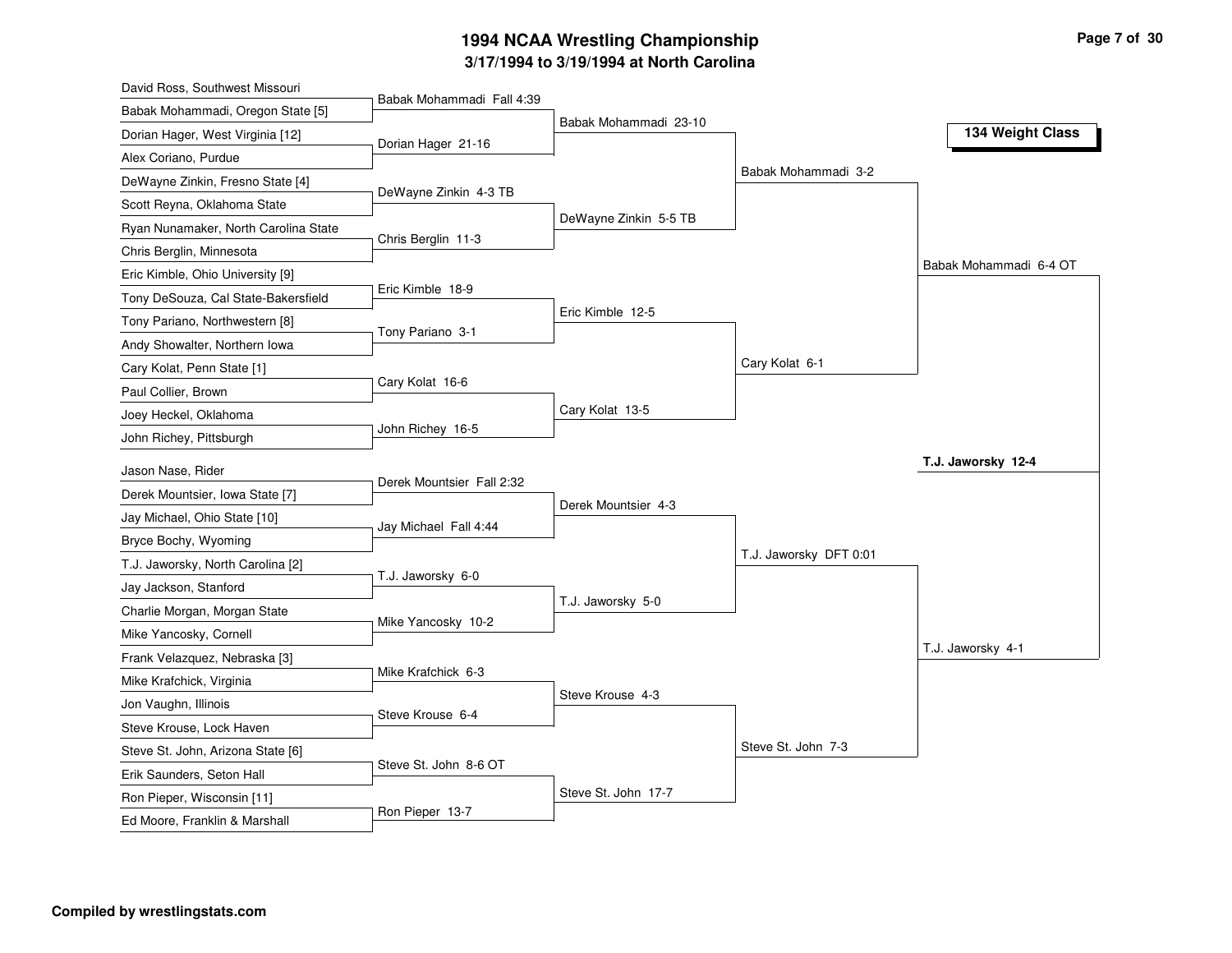# 1994 NCAA Wrestling Championship

## 3/17/1994 to 3/19/1994 at North Carolina

### 134 Weight Class

**First Round**

| Wrestler 1 | Wrestler 2 | Result |
|---|---|---|
| David Ross, Southwest Missouri | Babak Mohammadi, Oregon State [5] | Babak Mohammadi Fall 4:39 |
| Dorian Hager, West Virginia [12] | Alex Coriano, Purdue | Dorian Hager 21-16 |
| DeWayne Zinkin, Fresno State [4] | Scott Reyna, Oklahoma State | DeWayne Zinkin 4-3 TB |
| Ryan Nunamaker, North Carolina State | Chris Berglin, Minnesota | Chris Berglin 11-3 |
| Eric Kimble, Ohio University [9] | Tony DeSouza, Cal State-Bakersfield | Eric Kimble 18-9 |
| Tony Pariano, Northwestern [8] | Andy Showalter, Northern Iowa | Tony Pariano 3-1 |
| Cary Kolat, Penn State [1] | Paul Collier, Brown | Cary Kolat 16-6 |
| Joey Heckel, Oklahoma | John Richey, Pittsburgh | John Richey 16-5 |
| Jason Nase, Rider | Derek Mountsier, Iowa State [7] | Derek Mountsier Fall 2:32 |
| Jay Michael, Ohio State [10] | Bryce Bochy, Wyoming | Jay Michael Fall 4:44 |
| T.J. Jaworsky, North Carolina [2] | Jay Jackson, Stanford | T.J. Jaworsky 6-0 |
| Charlie Morgan, Morgan State | Mike Yancosky, Cornell | Mike Yancosky 10-2 |
| Frank Velazquez, Nebraska [3] | Mike Krafchick, Virginia | Mike Krafchick 6-3 |
| Jon Vaughn, Illinois | Steve Krouse, Lock Haven | Steve Krouse 6-4 |
| Steve St. John, Arizona State [6] | Erik Saunders, Seton Hall | Steve St. John 8-6 OT |
| Ron Pieper, Wisconsin [11] | Ed Moore, Franklin & Marshall | Ron Pieper 13-7 |

**Second Round**

- Babak Mohammadi 23-10
- DeWayne Zinkin 5-5 TB
- Eric Kimble 12-5
- Cary Kolat 13-5
- Derek Mountsier 4-3
- T.J. Jaworsky 5-0
- Steve Krouse 4-3
- Steve St. John 17-7

**Quarterfinals**

- Babak Mohammadi 3-2
- Cary Kolat 6-1
- T.J. Jaworsky DFT 0:01
- Steve St. John 7-3

**Semifinals**

- Babak Mohammadi 6-4 OT
- T.J. Jaworsky 4-1

**Final**

- **T.J. Jaworsky 12-4**

Compiled by wrestlingstats.com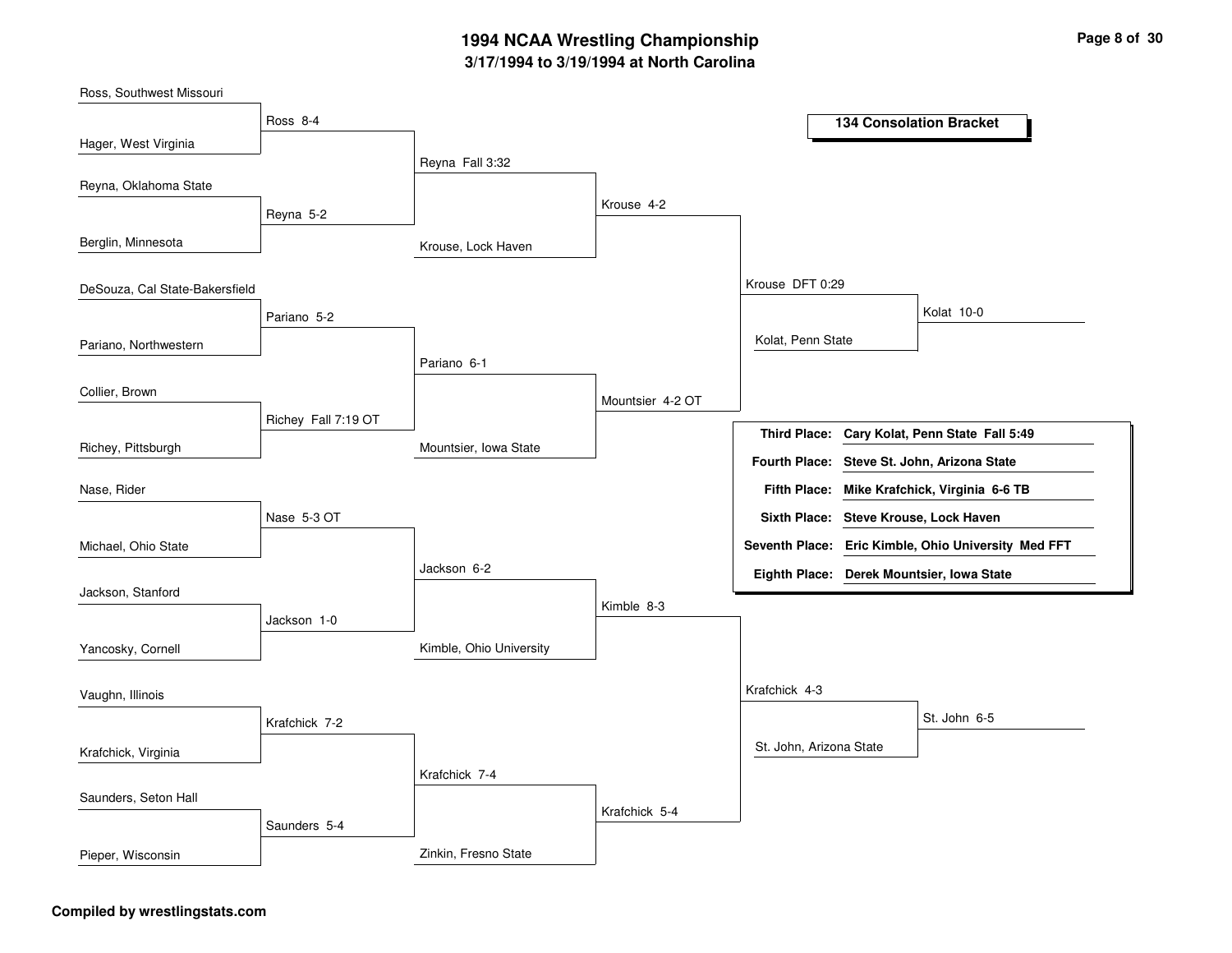# 1994 NCAA Wrestling Championship

## 3/17/1994 to 3/19/1994 at North Carolina

### 134 Consolation Bracket

**First Round**

- Ross, Southwest Missouri vs. Hager, West Virginia — Ross 8-4
- Reyna, Oklahoma State vs. Berglin, Minnesota — Reyna 5-2
- DeSouza, Cal State-Bakersfield vs. Pariano, Northwestern — Pariano 5-2
- Collier, Brown vs. Richey, Pittsburgh — Richey Fall 7:19 OT
- Nase, Rider vs. Michael, Ohio State — Nase 5-3 OT
- Jackson, Stanford vs. Yancosky, Cornell — Jackson 1-0
- Vaughn, Illinois vs. Krafchick, Virginia — Krafchick 7-2
- Saunders, Seton Hall vs. Pieper, Wisconsin — Saunders 5-4

**Second Round**

- Ross vs. Reyna — Reyna Fall 3:32
- Pariano vs. Richey — Pariano 6-1
- Nase vs. Jackson — Jackson 6-2
- Krafchick vs. Saunders — Krafchick 7-4

**Third Round**

- Reyna vs. Krouse, Lock Haven — Krouse 4-2
- Pariano vs. Mountsier, Iowa State — Mountsier 4-2 OT
- Jackson vs. Kimble, Ohio University — Kimble 8-3
- Krafchick vs. Zinkin, Fresno State — Krafchick 5-4

**Fourth Round**

- Krouse vs. Mountsier — Krouse DFT 0:29
- Kimble vs. Krafchick — Krafchick 4-3

**Fifth Round**

- Krouse vs. Kolat, Penn State — Kolat 10-0
- Krafchick vs. St. John, Arizona State — St. John 6-5

| Place | Wrestler |
|---|---|
| Third Place: | Cary Kolat, Penn State Fall 5:49 |
| Fourth Place: | Steve St. John, Arizona State |
| Fifth Place: | Mike Krafchick, Virginia 6-6 TB |
| Sixth Place: | Steve Krouse, Lock Haven |
| Seventh Place: | Eric Kimble, Ohio University Med FFT |
| Eighth Place: | Derek Mountsier, Iowa State |

Compiled by wrestlingstats.com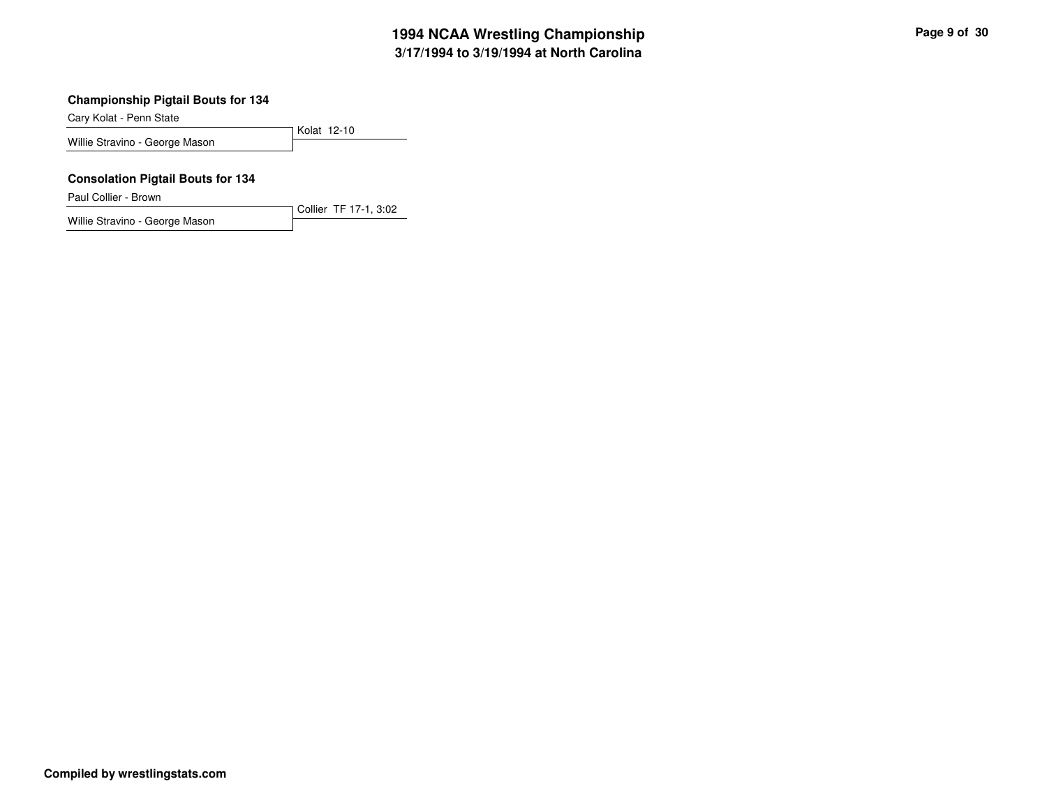# 1994 NCAA Wrestling Championship
## 3/17/1994 to 3/19/1994 at North Carolina

### Championship Pigtail Bouts for 134

| Wrestler | Result |
| --- | --- |
| Cary Kolat - Penn State | Kolat 12-10 |
| Willie Stravino - George Mason | |

### Consolation Pigtail Bouts for 134

| Wrestler | Result |
| --- | --- |
| Paul Collier - Brown | Collier TF 17-1, 3:02 |
| Willie Stravino - George Mason | |

**Compiled by wrestlingstats.com**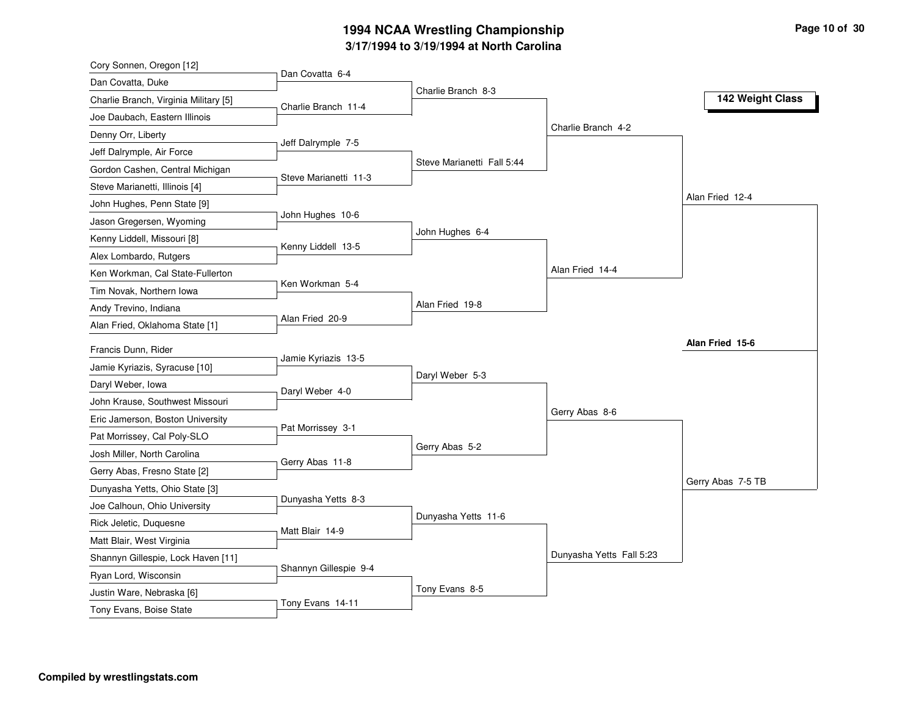# 1994 NCAA Wrestling Championship

## 3/17/1994 to 3/19/1994 at North Carolina

### 142 Weight Class

| First Round | Second Round | Quarterfinals | Semifinals | Finals |
|---|---|---|---|---|
| Cory Sonnen, Oregon [12] | | | | |
| Dan Covatta, Duke | Dan Covatta 6-4 | | | |
| Charlie Branch, Virginia Military [5] | | Charlie Branch 8-3 | | |
| Joe Daubach, Eastern Illinois | Charlie Branch 11-4 | | | |
| Denny Orr, Liberty | | | Charlie Branch 4-2 | |
| Jeff Dalrymple, Air Force | Jeff Dalrymple 7-5 | | | |
| Gordon Cashen, Central Michigan | | Steve Marianetti Fall 5:44 | | |
| Steve Marianetti, Illinois [4] | Steve Marianetti 11-3 | | | |
| John Hughes, Penn State [9] | | | | Alan Fried 12-4 |
| Jason Gregersen, Wyoming | John Hughes 10-6 | | | |
| Kenny Liddell, Missouri [8] | | John Hughes 6-4 | | |
| Alex Lombardo, Rutgers | Kenny Liddell 13-5 | | | |
| Ken Workman, Cal State-Fullerton | | | Alan Fried 14-4 | |
| Tim Novak, Northern Iowa | Ken Workman 5-4 | | | |
| Andy Trevino, Indiana | | Alan Fried 19-8 | | |
| Alan Fried, Oklahoma State [1] | Alan Fried 20-9 | | | |
| | | | | **Alan Fried 15-6** |
| Francis Dunn, Rider | | | | |
| Jamie Kyriazis, Syracuse [10] | Jamie Kyriazis 13-5 | | | |
| Daryl Weber, Iowa | | Daryl Weber 5-3 | | |
| John Krause, Southwest Missouri | Daryl Weber 4-0 | | | |
| Eric Jamerson, Boston University | | | Gerry Abas 8-6 | |
| Pat Morrissey, Cal Poly-SLO | Pat Morrissey 3-1 | | | |
| Josh Miller, North Carolina | | Gerry Abas 5-2 | | |
| Gerry Abas, Fresno State [2] | Gerry Abas 11-8 | | | |
| Dunyasha Yetts, Ohio State [3] | | | | Gerry Abas 7-5 TB |
| Joe Calhoun, Ohio University | Dunyasha Yetts 8-3 | | | |
| Rick Jeletic, Duquesne | | Dunyasha Yetts 11-6 | | |
| Matt Blair, West Virginia | Matt Blair 14-9 | | | |
| Shannyn Gillespie, Lock Haven [11] | | | Dunyasha Yetts Fall 5:23 | |
| Ryan Lord, Wisconsin | Shannyn Gillespie 9-4 | | | |
| Justin Ware, Nebraska [6] | | Tony Evans 8-5 | | |
| Tony Evans, Boise State | Tony Evans 14-11 | | | |

Compiled by wrestlingstats.com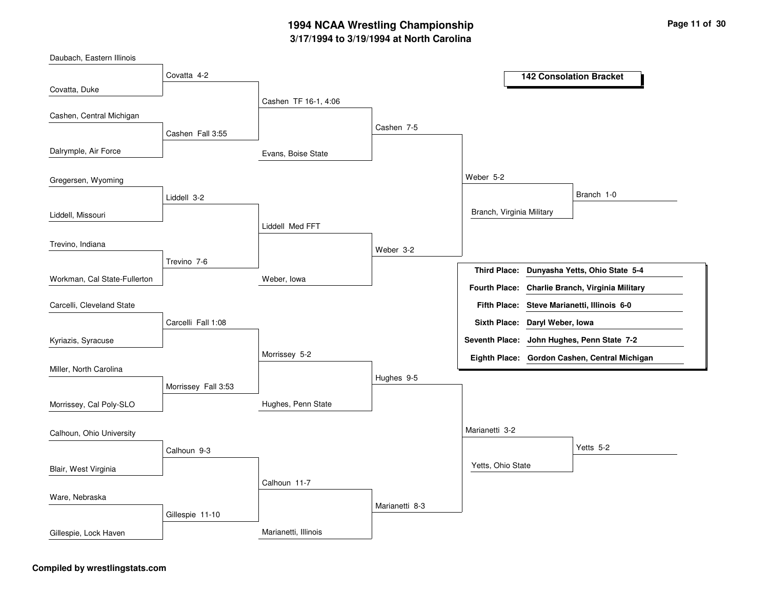# 1994 NCAA Wrestling Championship

## 3/17/1994 to 3/19/1994 at North Carolina

### 142 Consolation Bracket

**Round 1**

| Wrestler 1 | Wrestler 2 | Result |
|---|---|---|
| Daubach, Eastern Illinois | Covatta, Duke | Covatta 4-2 |
| Cashen, Central Michigan | Dalrymple, Air Force | Cashen Fall 3:55 |
| Gregersen, Wyoming | Liddell, Missouri | Liddell 3-2 |
| Trevino, Indiana | Workman, Cal State-Fullerton | Trevino 7-6 |
| Carcelli, Cleveland State | Kyriazis, Syracuse | Carcelli Fall 1:08 |
| Miller, North Carolina | Morrissey, Cal Poly-SLO | Morrissey Fall 3:53 |
| Calhoun, Ohio University | Blair, West Virginia | Calhoun 9-3 |
| Ware, Nebraska | Gillespie, Lock Haven | Gillespie 11-10 |

**Round 2**

| Wrestler 1 | Wrestler 2 | Result |
|---|---|---|
| Covatta | Cashen | Cashen TF 16-1, 4:06 |
| Liddell | Trevino | Liddell Med FFT |
| Carcelli | Morrissey | Morrissey 5-2 |
| Calhoun | Gillespie | Calhoun 11-7 |

**Round 3**

| Wrestler 1 | Wrestler 2 | Result |
|---|---|---|
| Cashen | Evans, Boise State | Cashen 7-5 |
| Liddell | Weber, Iowa | Weber 3-2 |
| Morrissey | Hughes, Penn State | Hughes 9-5 |
| Calhoun | Marianetti, Illinois | Marianetti 8-3 |

**Round 4**

| Wrestler 1 | Wrestler 2 | Result |
|---|---|---|
| Cashen | Weber | Weber 5-2 |
| Hughes | Marianetti | Marianetti 3-2 |

**Round 5**

| Wrestler 1 | Wrestler 2 | Result |
|---|---|---|
| Weber | Branch, Virginia Military | Branch 1-0 |
| Marianetti | Yetts, Ohio State | Yetts 5-2 |

**Final Placings**

| Place | Wrestler |
|---|---|
| **Third Place:** | **Dunyasha Yetts, Ohio State 5-4** |
| **Fourth Place:** | **Charlie Branch, Virginia Military** |
| **Fifth Place:** | **Steve Marianetti, Illinois 6-0** |
| **Sixth Place:** | **Daryl Weber, Iowa** |
| **Seventh Place:** | **John Hughes, Penn State 7-2** |
| **Eighth Place:** | **Gordon Cashen, Central Michigan** |

**Compiled by wrestlingstats.com**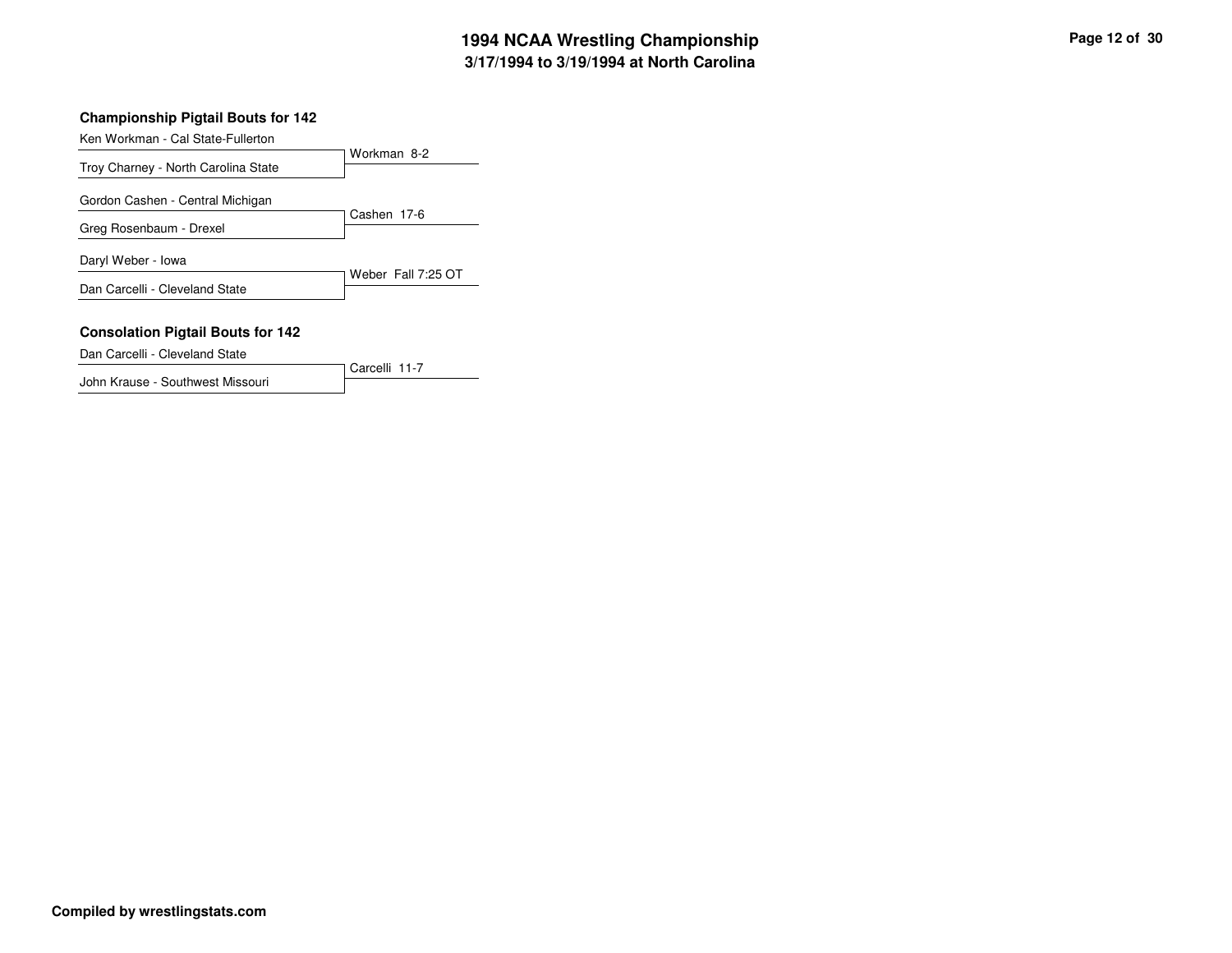# 1994 NCAA Wrestling Championship
## 3/17/1994 to 3/19/1994 at North Carolina

### Championship Pigtail Bouts for 142

| Wrestlers | Result |
|---|---|
| Ken Workman - Cal State-Fullerton<br>Troy Charney - North Carolina State | Workman 8-2 |
| Gordon Cashen - Central Michigan<br>Greg Rosenbaum - Drexel | Cashen 17-6 |
| Daryl Weber - Iowa<br>Dan Carcelli - Cleveland State | Weber Fall 7:25 OT |

### Consolation Pigtail Bouts for 142

| Wrestlers | Result |
|---|---|
| Dan Carcelli - Cleveland State<br>John Krause - Southwest Missouri | Carcelli 11-7 |

**Compiled by wrestlingstats.com**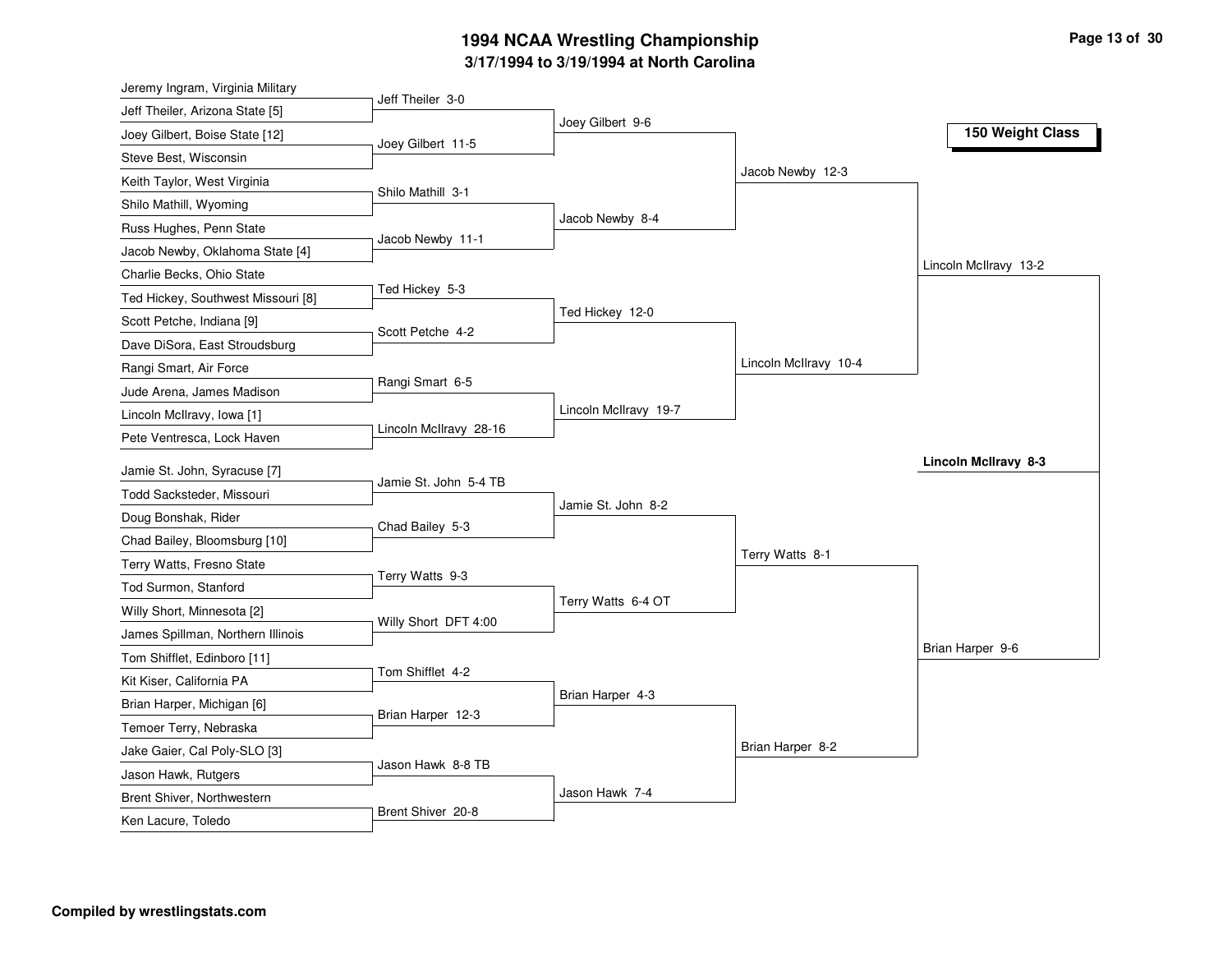# 1994 NCAA Wrestling Championship

## 3/17/1994 to 3/19/1994 at North Carolina

### 150 Weight Class

**First Round**

- Jeremy Ingram, Virginia Military vs. Jeff Theiler, Arizona State [5] — Jeff Theiler 3-0
- Joey Gilbert, Boise State [12] vs. Steve Best, Wisconsin — Joey Gilbert 11-5
- Keith Taylor, West Virginia vs. Shilo Mathill, Wyoming — Shilo Mathill 3-1
- Russ Hughes, Penn State vs. Jacob Newby, Oklahoma State [4] — Jacob Newby 11-1
- Charlie Becks, Ohio State vs. Ted Hickey, Southwest Missouri [8] — Ted Hickey 5-3
- Scott Petche, Indiana [9] vs. Dave DiSora, East Stroudsburg — Scott Petche 4-2
- Rangi Smart, Air Force vs. Jude Arena, James Madison — Rangi Smart 6-5
- Lincoln McIlravy, Iowa [1] vs. Pete Ventresca, Lock Haven — Lincoln McIlravy 28-16
- Jamie St. John, Syracuse [7] vs. Todd Sacksteder, Missouri — Jamie St. John 5-4 TB
- Doug Bonshak, Rider vs. Chad Bailey, Bloomsburg [10] — Chad Bailey 5-3
- Terry Watts, Fresno State vs. Tod Surmon, Stanford — Terry Watts 9-3
- Willy Short, Minnesota [2] vs. James Spillman, Northern Illinois — Willy Short DFT 4:00
- Tom Shifflet, Edinboro [11] vs. Kit Kiser, California PA — Tom Shifflet 4-2
- Brian Harper, Michigan [6] vs. Temoer Terry, Nebraska — Brian Harper 12-3
- Jake Gaier, Cal Poly-SLO [3] vs. Jason Hawk, Rutgers — Jason Hawk 8-8 TB
- Brent Shiver, Northwestern vs. Ken Lacure, Toledo — Brent Shiver 20-8

**Second Round**

- Joey Gilbert 9-6
- Jacob Newby 8-4
- Ted Hickey 12-0
- Lincoln McIlravy 19-7
- Jamie St. John 8-2
- Terry Watts 6-4 OT
- Brian Harper 4-3
- Jason Hawk 7-4

**Quarterfinals**

- Jacob Newby 12-3
- Lincoln McIlravy 10-4
- Terry Watts 8-1
- Brian Harper 8-2

**Semifinals**

- Lincoln McIlravy 13-2
- Brian Harper 9-6

**Final**

- **Lincoln McIlravy 8-3**

**Compiled by wrestlingstats.com**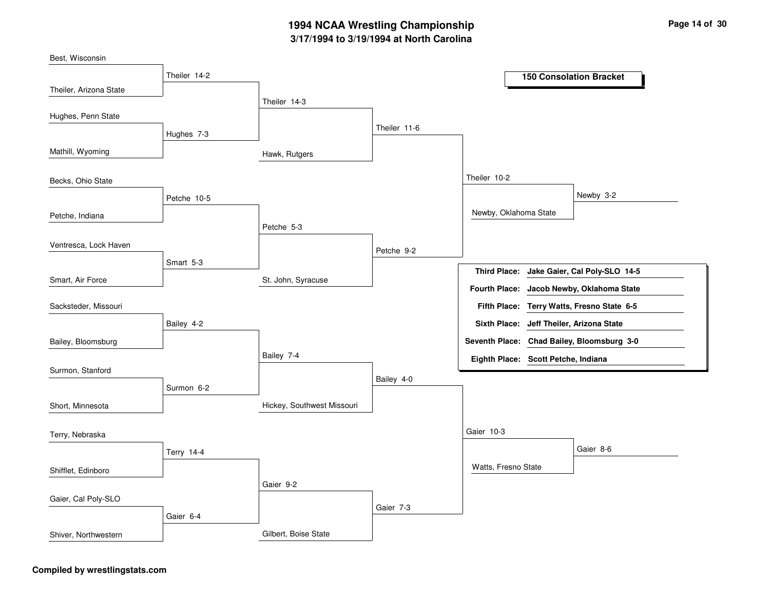# 1994 NCAA Wrestling Championship

**3/17/1994 to 3/19/1994 at North Carolina**

## 150 Consolation Bracket

### First Round

| Wrestler 1 | Wrestler 2 | Result |
|---|---|---|
| Best, Wisconsin | Theiler, Arizona State | Theiler 14-2 |
| Hughes, Penn State | Mathill, Wyoming | Hughes 7-3 |
| Becks, Ohio State | Petche, Indiana | Petche 10-5 |
| Ventresca, Lock Haven | Smart, Air Force | Smart 5-3 |
| Sacksteder, Missouri | Bailey, Bloomsburg | Bailey 4-2 |
| Surmon, Stanford | Short, Minnesota | Surmon 6-2 |
| Terry, Nebraska | Shifflet, Edinboro | Terry 14-4 |
| Gaier, Cal Poly-SLO | Shiver, Northwestern | Gaier 6-4 |

### Second Round

| Wrestler 1 | Wrestler 2 | Result |
|---|---|---|
| Theiler | Hughes | Theiler 14-3 |
| Petche | Smart | Petche 5-3 |
| Bailey | Surmon | Bailey 7-4 |
| Terry | Gaier | Gaier 9-2 |

### Third Round

| Wrestler 1 | Wrestler 2 | Result |
|---|---|---|
| Theiler | Hawk, Rutgers | Theiler 11-6 |
| Petche | St. John, Syracuse | Petche 9-2 |
| Bailey | Hickey, Southwest Missouri | Bailey 4-0 |
| Gaier | Gilbert, Boise State | Gaier 7-3 |

### Fourth Round

| Wrestler 1 | Wrestler 2 | Result |
|---|---|---|
| Theiler | Petche | Theiler 10-2 |
| Bailey | Gaier | Gaier 10-3 |

### Fifth Round

| Wrestler 1 | Wrestler 2 | Result |
|---|---|---|
| Theiler | Newby, Oklahoma State | Newby 3-2 |
| Gaier | Watts, Fresno State | Gaier 8-6 |

### Final Placements

| Place | Wrestler |
|---|---|
| **Third Place:** | **Jake Gaier, Cal Poly-SLO 14-5** |
| **Fourth Place:** | **Jacob Newby, Oklahoma State** |
| **Fifth Place:** | **Terry Watts, Fresno State 6-5** |
| **Sixth Place:** | **Jeff Theiler, Arizona State** |
| **Seventh Place:** | **Chad Bailey, Bloomsburg 3-0** |
| **Eighth Place:** | **Scott Petche, Indiana** |

**Compiled by wrestlingstats.com**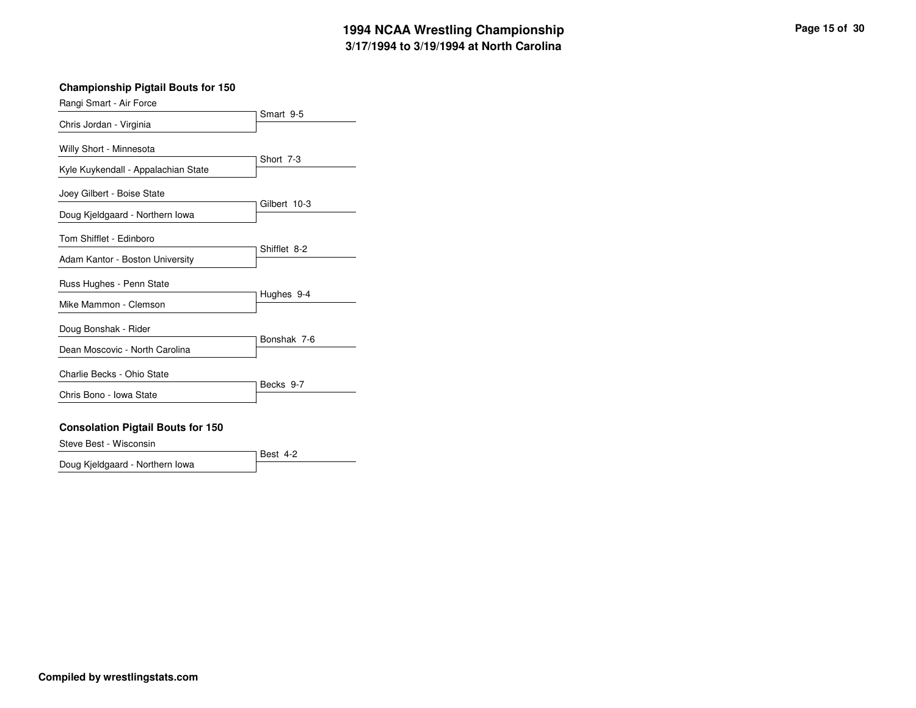# 1994 NCAA Wrestling Championship
## 3/17/1994 to 3/19/1994 at North Carolina

### Championship Pigtail Bouts for 150

| Wrestler 1 | Wrestler 2 | Result |
|---|---|---|
| Rangi Smart - Air Force | Chris Jordan - Virginia | Smart 9-5 |
| Willy Short - Minnesota | Kyle Kuykendall - Appalachian State | Short 7-3 |
| Joey Gilbert - Boise State | Doug Kjeldgaard - Northern Iowa | Gilbert 10-3 |
| Tom Shifflet - Edinboro | Adam Kantor - Boston University | Shifflet 8-2 |
| Russ Hughes - Penn State | Mike Mammon - Clemson | Hughes 9-4 |
| Doug Bonshak - Rider | Dean Moscovic - North Carolina | Bonshak 7-6 |
| Charlie Becks - Ohio State | Chris Bono - Iowa State | Becks 9-7 |

### Consolation Pigtail Bouts for 150

| Wrestler 1 | Wrestler 2 | Result |
|---|---|---|
| Steve Best - Wisconsin | Doug Kjeldgaard - Northern Iowa | Best 4-2 |

**Compiled by wrestlingstats.com**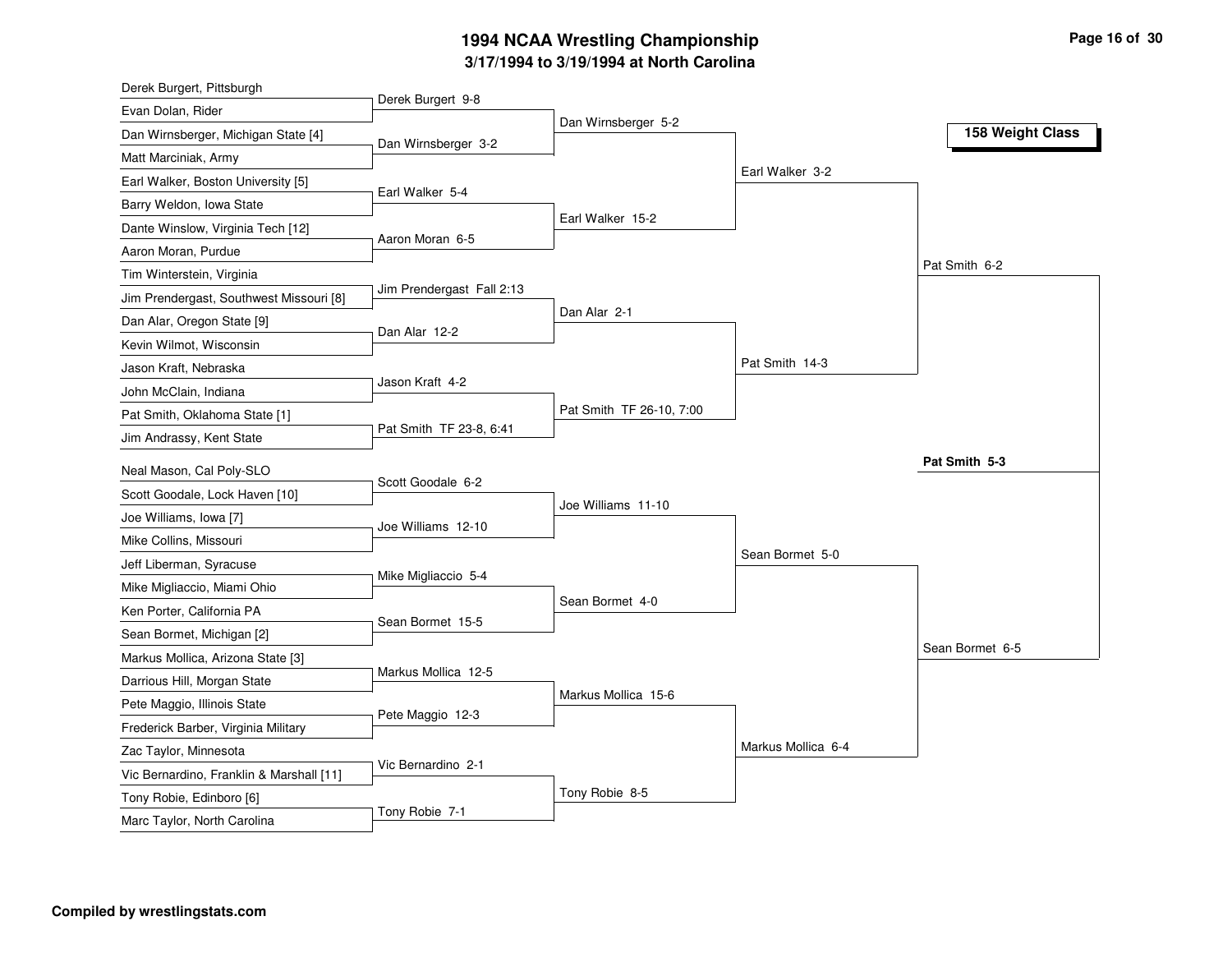# 1994 NCAA Wrestling Championship

## 3/17/1994 to 3/19/1994 at North Carolina

### 158 Weight Class

**First Round**

- Derek Burgert, Pittsburgh vs. Evan Dolan, Rider — Derek Burgert 9-8
- Dan Wirnsberger, Michigan State [4] vs. Matt Marciniak, Army — Dan Wirnsberger 3-2
- Earl Walker, Boston University [5] vs. Barry Weldon, Iowa State — Earl Walker 5-4
- Dante Winslow, Virginia Tech [12] vs. Aaron Moran, Purdue — Aaron Moran 6-5
- Tim Winterstein, Virginia vs. Jim Prendergast, Southwest Missouri [8] — Jim Prendergast Fall 2:13
- Dan Alar, Oregon State [9] vs. Kevin Wilmot, Wisconsin — Dan Alar 12-2
- Jason Kraft, Nebraska vs. John McClain, Indiana — Jason Kraft 4-2
- Pat Smith, Oklahoma State [1] vs. Jim Andrassy, Kent State — Pat Smith TF 23-8, 6:41
- Neal Mason, Cal Poly-SLO vs. Scott Goodale, Lock Haven [10] — Scott Goodale 6-2
- Joe Williams, Iowa [7] vs. Mike Collins, Missouri — Joe Williams 12-10
- Jeff Liberman, Syracuse vs. Mike Migliaccio, Miami Ohio — Mike Migliaccio 5-4
- Ken Porter, California PA vs. Sean Bormet, Michigan [2] — Sean Bormet 15-5
- Markus Mollica, Arizona State [3] vs. Darrious Hill, Morgan State — Markus Mollica 12-5
- Pete Maggio, Illinois State vs. Frederick Barber, Virginia Military — Pete Maggio 12-3
- Zac Taylor, Minnesota vs. Vic Bernardino, Franklin & Marshall [11] — Vic Bernardino 2-1
- Tony Robie, Edinboro [6] vs. Marc Taylor, North Carolina — Tony Robie 7-1

**Second Round**

- Dan Wirnsberger 5-2
- Earl Walker 15-2
- Dan Alar 2-1
- Pat Smith TF 26-10, 7:00
- Joe Williams 11-10
- Sean Bormet 4-0
- Markus Mollica 15-6
- Tony Robie 8-5

**Quarterfinals**

- Earl Walker 3-2
- Pat Smith 14-3
- Sean Bormet 5-0
- Markus Mollica 6-4

**Semifinals**

- Pat Smith 6-2
- Sean Bormet 6-5

**Final**

- **Pat Smith 5-3**

Compiled by wrestlingstats.com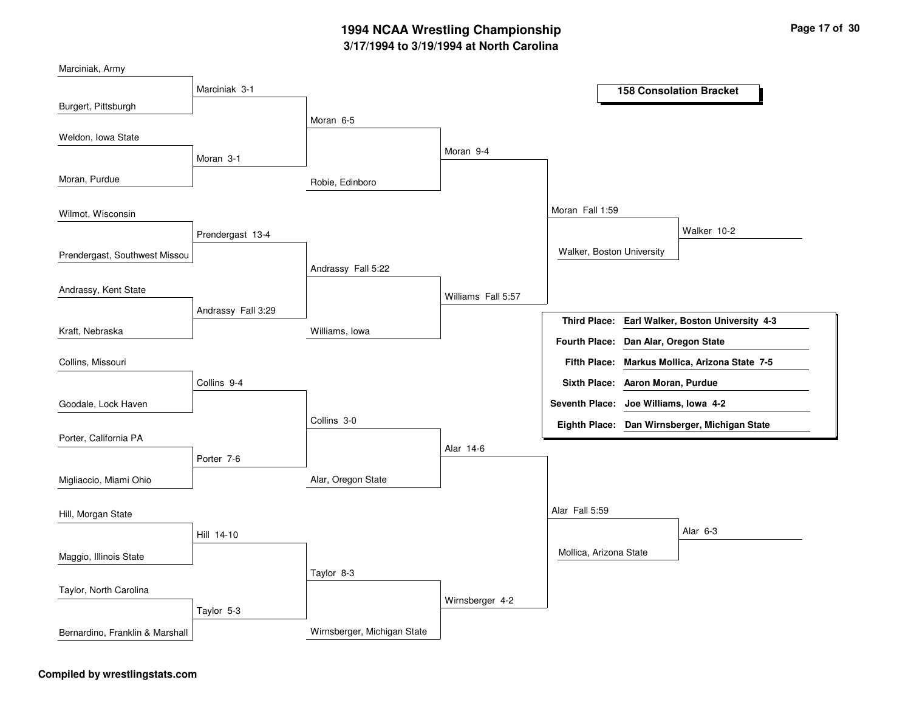# 1994 NCAA Wrestling Championship

## 3/17/1994 to 3/19/1994 at North Carolina

### 158 Consolation Bracket

**Round 1**

| Wrestler A | Wrestler B | Result |
|---|---|---|
| Marciniak, Army | Burgert, Pittsburgh | Marciniak 3-1 |
| Weldon, Iowa State | Moran, Purdue | Moran 3-1 |
| Wilmot, Wisconsin | Prendergast, Southwest Missou | Prendergast 13-4 |
| Andrassy, Kent State | Kraft, Nebraska | Andrassy Fall 3:29 |
| Collins, Missouri | Goodale, Lock Haven | Collins 9-4 |
| Porter, California PA | Migliaccio, Miami Ohio | Porter 7-6 |
| Hill, Morgan State | Maggio, Illinois State | Hill 14-10 |
| Taylor, North Carolina | Bernardino, Franklin & Marshall | Taylor 5-3 |

**Round 2**

| Wrestler A | Wrestler B | Result |
|---|---|---|
| Marciniak | Moran | Moran 6-5 |
| Prendergast | Andrassy | Andrassy Fall 5:22 |
| Collins | Porter | Collins 3-0 |
| Hill | Taylor | Taylor 8-3 |

**Round 3**

| Wrestler A | Wrestler B | Result |
|---|---|---|
| Moran | Robie, Edinboro | Moran 9-4 |
| Andrassy | Williams, Iowa | Williams Fall 5:57 |
| Collins | Alar, Oregon State | Alar 14-6 |
| Taylor | Wirnsberger, Michigan State | Wirnsberger 4-2 |

**Round 4**

| Wrestler A | Wrestler B | Result |
|---|---|---|
| Moran | Williams | Moran Fall 1:59 |
| Alar | Wirnsberger | Alar Fall 5:59 |

**Semifinals**

| Wrestler A | Wrestler B | Result |
|---|---|---|
| Moran | Walker, Boston University | Walker 10-2 |
| Alar | Mollica, Arizona State | Alar 6-3 |

**Placings**

| Place | Wrestler |
|---|---|
| Third Place: | Earl Walker, Boston University 4-3 |
| Fourth Place: | Dan Alar, Oregon State |
| Fifth Place: | Markus Mollica, Arizona State 7-5 |
| Sixth Place: | Aaron Moran, Purdue |
| Seventh Place: | Joe Williams, Iowa 4-2 |
| Eighth Place: | Dan Wirnsberger, Michigan State |

**Compiled by wrestlingstats.com**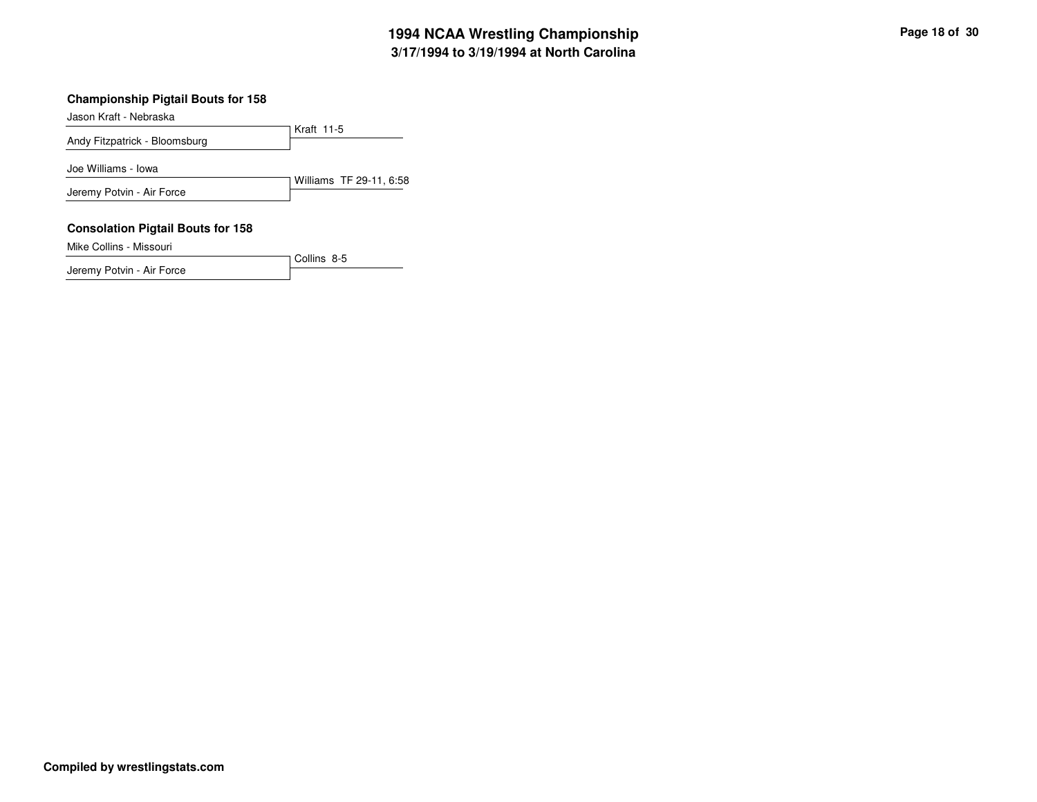## Championship Pigtail Bouts for 158

| Wrestler | Result |
| --- | --- |
| Jason Kraft - Nebraska | Kraft 11-5 |
| Andy Fitzpatrick - Bloomsburg | |
| Joe Williams - Iowa | Williams TF 29-11, 6:58 |
| Jeremy Potvin - Air Force | |

## Consolation Pigtail Bouts for 158

| Wrestler | Result |
| --- | --- |
| Mike Collins - Missouri | Collins 8-5 |
| Jeremy Potvin - Air Force | |

**Compiled by wrestlingstats.com**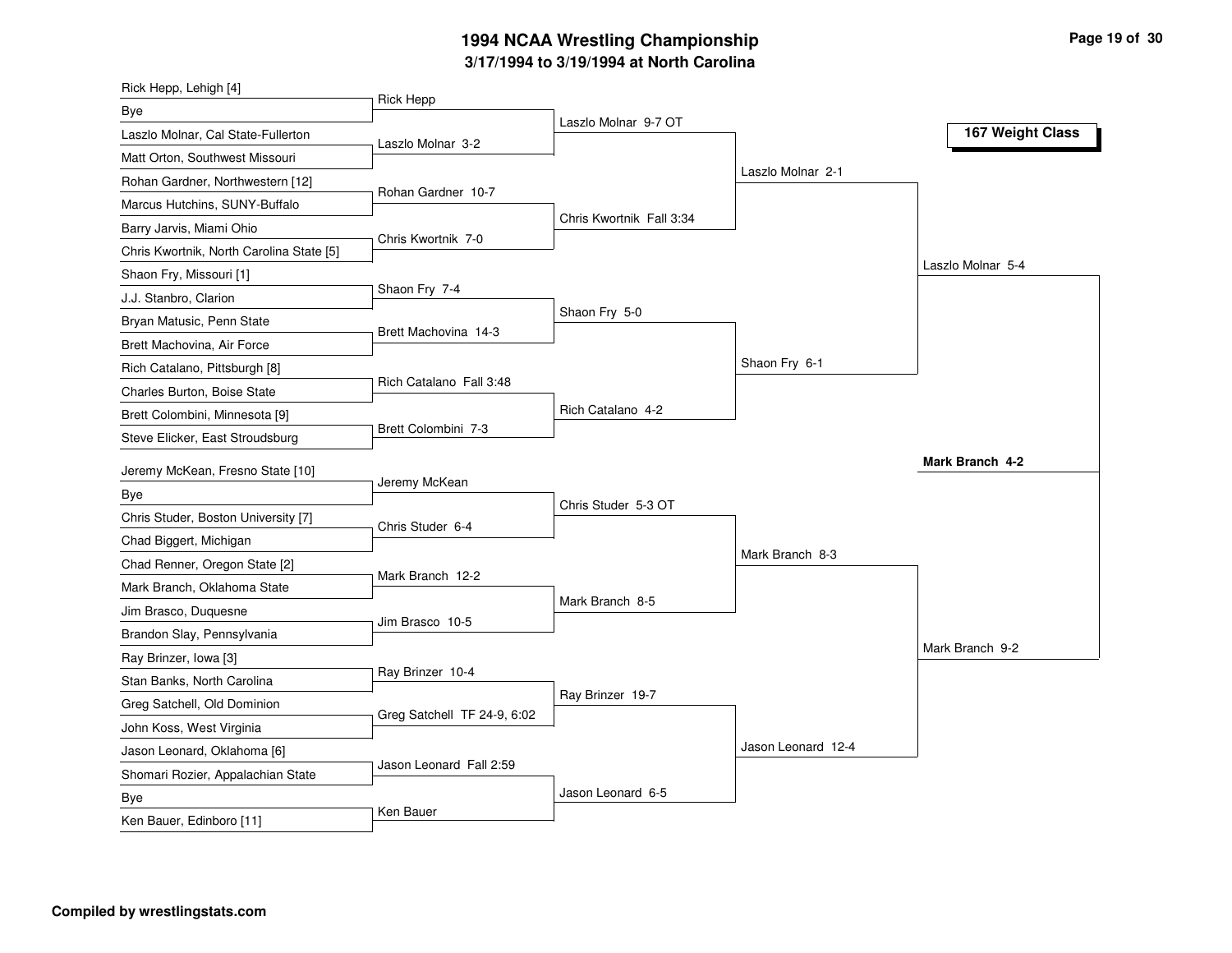# 1994 NCAA Wrestling Championship

## 3/17/1994 to 3/19/1994 at North Carolina

### 167 Weight Class

**First Round**

- Rick Hepp, Lehigh [4] vs Bye — Rick Hepp
- Laszlo Molnar, Cal State-Fullerton vs Matt Orton, Southwest Missouri — Laszlo Molnar 3-2
- Rohan Gardner, Northwestern [12] vs Marcus Hutchins, SUNY-Buffalo — Rohan Gardner 10-7
- Barry Jarvis, Miami Ohio vs Chris Kwortnik, North Carolina State [5] — Chris Kwortnik 7-0
- Shaon Fry, Missouri [1] vs J.J. Stanbro, Clarion — Shaon Fry 7-4
- Bryan Matusic, Penn State vs Brett Machovina, Air Force — Brett Machovina 14-3
- Rich Catalano, Pittsburgh [8] vs Charles Burton, Boise State — Rich Catalano Fall 3:48
- Brett Colombini, Minnesota [9] vs Steve Elicker, East Stroudsburg — Brett Colombini 7-3
- Jeremy McKean, Fresno State [10] vs Bye — Jeremy McKean
- Chris Studer, Boston University [7] vs Chad Biggert, Michigan — Chris Studer 6-4
- Chad Renner, Oregon State [2] vs Mark Branch, Oklahoma State — Mark Branch 12-2
- Jim Brasco, Duquesne vs Brandon Slay, Pennsylvania — Jim Brasco 10-5
- Ray Brinzer, Iowa [3] vs Stan Banks, North Carolina — Ray Brinzer 10-4
- Greg Satchell, Old Dominion vs John Koss, West Virginia — Greg Satchell TF 24-9, 6:02
- Jason Leonard, Oklahoma [6] vs Shomari Rozier, Appalachian State — Jason Leonard Fall 2:59
- Bye vs Ken Bauer, Edinboro [11] — Ken Bauer

**Second Round**

- Laszlo Molnar 9-7 OT
- Chris Kwortnik Fall 3:34
- Shaon Fry 5-0
- Rich Catalano 4-2
- Chris Studer 5-3 OT
- Mark Branch 8-5
- Ray Brinzer 19-7
- Jason Leonard 6-5

**Quarterfinals**

- Laszlo Molnar 2-1
- Shaon Fry 6-1
- Mark Branch 8-3
- Jason Leonard 12-4

**Semifinals**

- Laszlo Molnar 5-4
- Mark Branch 9-2

**Final**

- **Mark Branch 4-2**

**Compiled by wrestlingstats.com**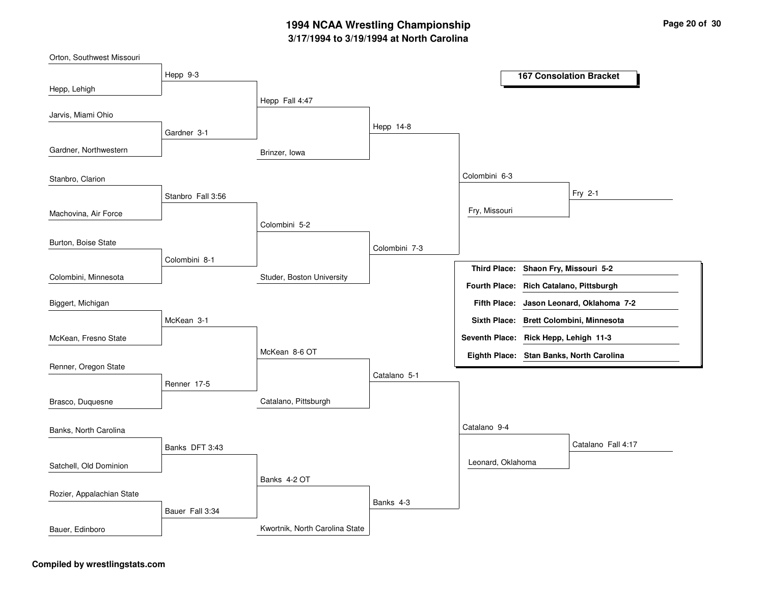# 1994 NCAA Wrestling Championship

## 3/17/1994 to 3/19/1994 at North Carolina

### 167 Consolation Bracket

**Round 1**

- Orton, Southwest Missouri vs. Hepp, Lehigh — Hepp 9-3
- Jarvis, Miami Ohio vs. Gardner, Northwestern — Gardner 3-1
- Stanbro, Clarion vs. Machovina, Air Force — Stanbro Fall 3:56
- Burton, Boise State vs. Colombini, Minnesota — Colombini 8-1
- Biggert, Michigan vs. McKean, Fresno State — McKean 3-1
- Renner, Oregon State vs. Brasco, Duquesne — Renner 17-5
- Banks, North Carolina vs. Satchell, Old Dominion — Banks DFT 3:43
- Rozier, Appalachian State vs. Bauer, Edinboro — Bauer Fall 3:34

**Round 2**

- Hepp vs. Gardner — Hepp Fall 4:47
- Stanbro vs. Colombini — Colombini 5-2
- McKean vs. Renner — McKean 8-6 OT
- Banks vs. Bauer — Banks 4-2 OT

**Round 3**

- Hepp vs. Brinzer, Iowa — Hepp 14-8
- Colombini vs. Studer, Boston University — Colombini 7-3
- McKean vs. Catalano, Pittsburgh — Catalano 5-1
- Banks vs. Kwortnik, North Carolina State — Banks 4-3

**Round 4**

- Hepp vs. Colombini — Colombini 6-3
- Catalano vs. Banks — Catalano 9-4

**Consolation Semifinals**

- Colombini vs. Fry, Missouri — Fry 2-1
- Catalano vs. Leonard, Oklahoma — Catalano Fall 4:17

| Place | Wrestler |
|---|---|
| **Third Place:** | **Shaon Fry, Missouri 5-2** |
| **Fourth Place:** | **Rich Catalano, Pittsburgh** |
| **Fifth Place:** | **Jason Leonard, Oklahoma 7-2** |
| **Sixth Place:** | **Brett Colombini, Minnesota** |
| **Seventh Place:** | **Rick Hepp, Lehigh 11-3** |
| **Eighth Place:** | **Stan Banks, North Carolina** |

**Compiled by wrestlingstats.com**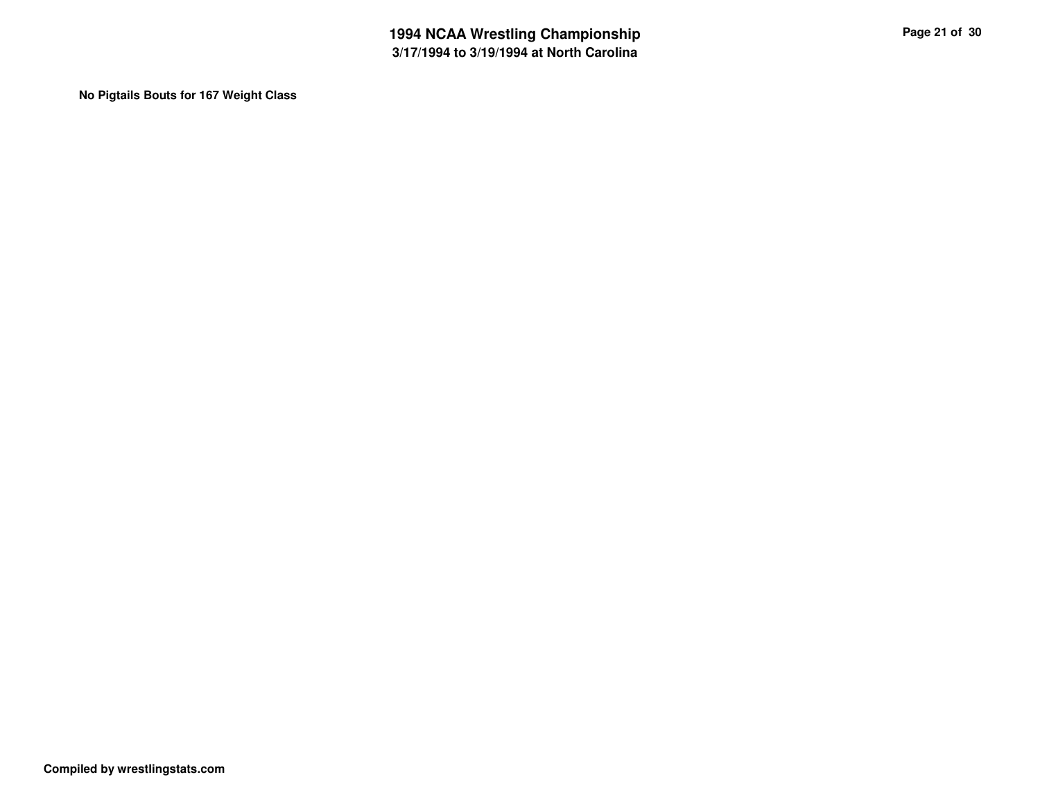**No Pigtails Bouts for 167 Weight Class**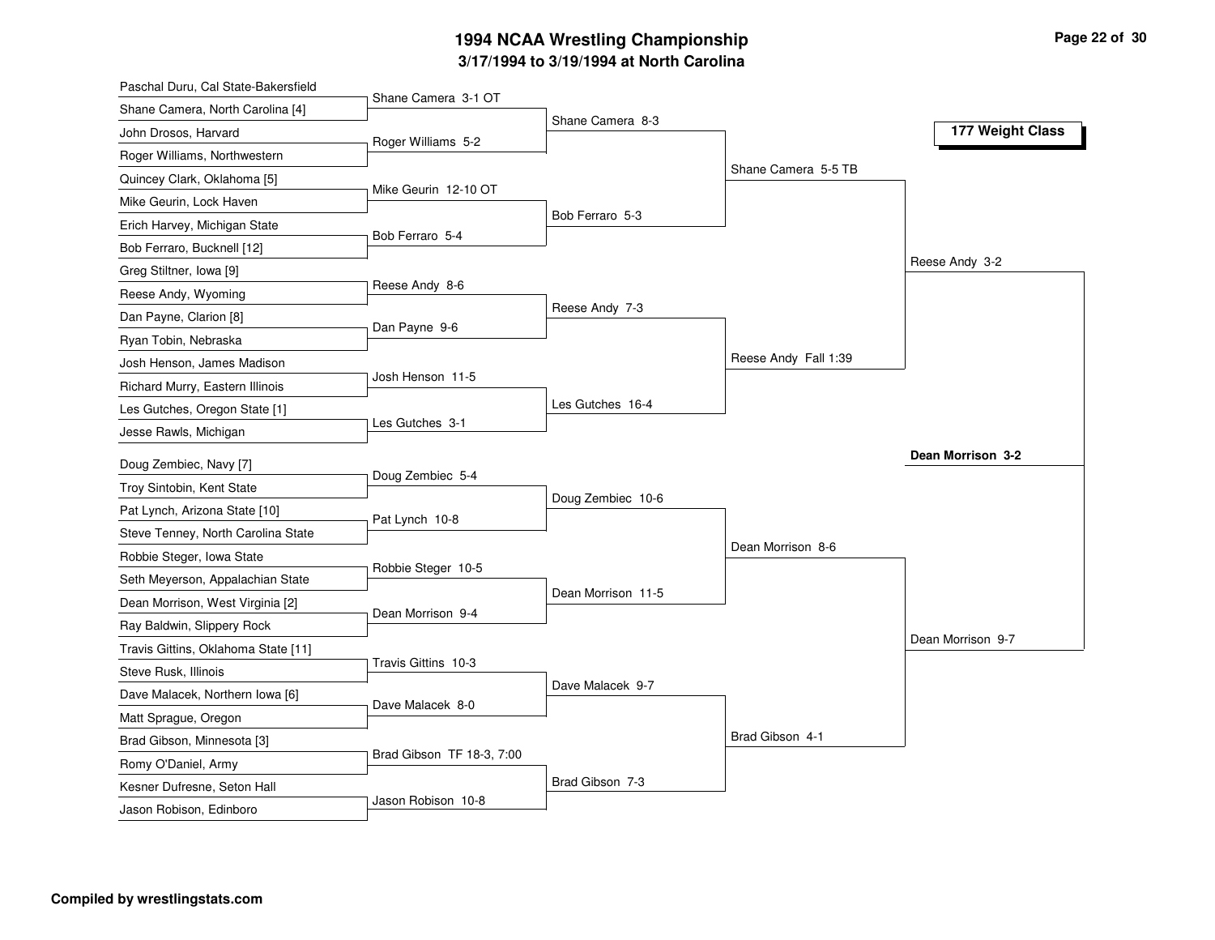# 1994 NCAA Wrestling Championship

## 3/17/1994 to 3/19/1994 at North Carolina

### 177 Weight Class

**First Round**

- Paschal Duru, Cal State-Bakersfield vs. Shane Camera, North Carolina [4] — Shane Camera 3-1 OT
- John Drosos, Harvard vs. Roger Williams, Northwestern — Roger Williams 5-2
- Quincey Clark, Oklahoma [5] vs. Mike Geurin, Lock Haven — Mike Geurin 12-10 OT
- Erich Harvey, Michigan State vs. Bob Ferraro, Bucknell [12] — Bob Ferraro 5-4
- Greg Stiltner, Iowa [9] vs. Reese Andy, Wyoming — Reese Andy 8-6
- Dan Payne, Clarion [8] vs. Ryan Tobin, Nebraska — Dan Payne 9-6
- Josh Henson, James Madison vs. Richard Murry, Eastern Illinois — Josh Henson 11-5
- Les Gutches, Oregon State [1] vs. Jesse Rawls, Michigan — Les Gutches 3-1
- Doug Zembiec, Navy [7] vs. Troy Sintobin, Kent State — Doug Zembiec 5-4
- Pat Lynch, Arizona State [10] vs. Steve Tenney, North Carolina State — Pat Lynch 10-8
- Robbie Steger, Iowa State vs. Seth Meyerson, Appalachian State — Robbie Steger 10-5
- Dean Morrison, West Virginia [2] vs. Ray Baldwin, Slippery Rock — Dean Morrison 9-4
- Travis Gittins, Oklahoma State [11] vs. Steve Rusk, Illinois — Travis Gittins 10-3
- Dave Malacek, Northern Iowa [6] vs. Matt Sprague, Oregon — Dave Malacek 8-0
- Brad Gibson, Minnesota [3] vs. Romy O'Daniel, Army — Brad Gibson TF 18-3, 7:00
- Kesner Dufresne, Seton Hall vs. Jason Robison, Edinboro — Jason Robison 10-8

**Second Round**

- Shane Camera 8-3
- Bob Ferraro 5-3
- Reese Andy 7-3
- Les Gutches 16-4
- Doug Zembiec 10-6
- Dean Morrison 11-5
- Dave Malacek 9-7
- Brad Gibson 7-3

**Quarterfinals**

- Shane Camera 5-5 TB
- Reese Andy Fall 1:39
- Dean Morrison 8-6
- Brad Gibson 4-1

**Semifinals**

- Reese Andy 3-2
- Dean Morrison 9-7

**Championship**

- **Dean Morrison 3-2**

**Compiled by wrestlingstats.com**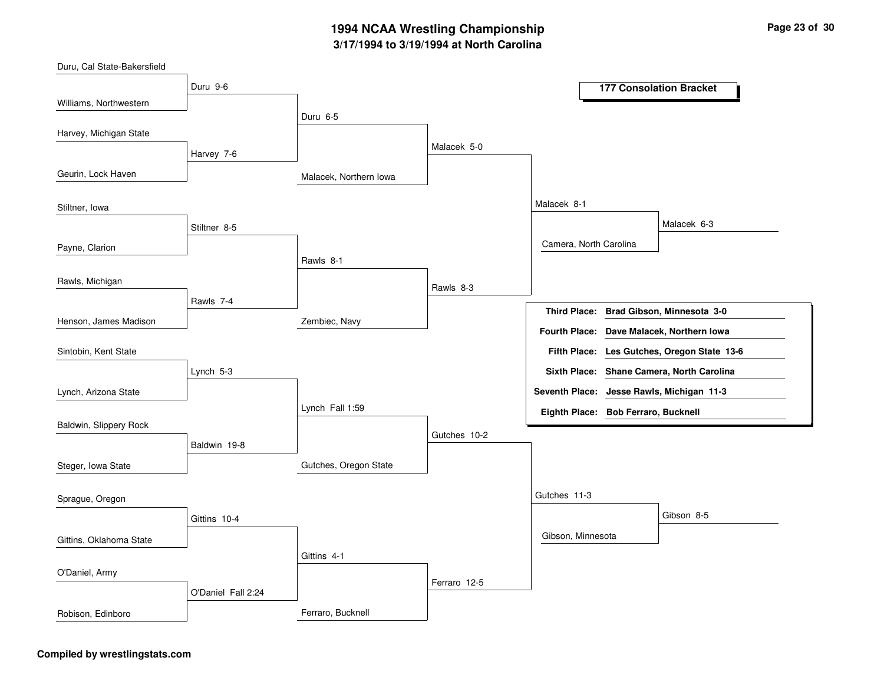# 1994 NCAA Wrestling Championship

## 3/17/1994 to 3/19/1994 at North Carolina

### 177 Consolation Bracket

**Round 1**

| Wrestler 1 | Wrestler 2 | Result |
|---|---|---|
| Duru, Cal State-Bakersfield | Williams, Northwestern | Duru 9-6 |
| Harvey, Michigan State | Geurin, Lock Haven | Harvey 7-6 |
| Stiltner, Iowa | Payne, Clarion | Stiltner 8-5 |
| Rawls, Michigan | Henson, James Madison | Rawls 7-4 |
| Sintobin, Kent State | Lynch, Arizona State | Lynch 5-3 |
| Baldwin, Slippery Rock | Steger, Iowa State | Baldwin 19-8 |
| Sprague, Oregon | Gittins, Oklahoma State | Gittins 10-4 |
| O'Daniel, Army | Robison, Edinboro | O'Daniel Fall 2:24 |

**Round 2**

| Wrestler 1 | Wrestler 2 | Result |
|---|---|---|
| Duru | Harvey | Duru 6-5 |
| Stiltner | Rawls | Rawls 8-1 |
| Lynch | Baldwin | Lynch Fall 1:59 |
| Gittins | O'Daniel | Gittins 4-1 |

**Round 3**

| Wrestler 1 | Wrestler 2 | Result |
|---|---|---|
| Duru | Malacek, Northern Iowa | Malacek 5-0 |
| Rawls | Zembiec, Navy | Rawls 8-3 |
| Lynch | Gutches, Oregon State | Gutches 10-2 |
| Gittins | Ferraro, Bucknell | Ferraro 12-5 |

**Round 4**

| Wrestler 1 | Wrestler 2 | Result |
|---|---|---|
| Malacek | Rawls | Malacek 8-1 |
| Gutches | Ferraro | Gutches 11-3 |

**Consolation Semifinals**

| Wrestler 1 | Wrestler 2 | Result |
|---|---|---|
| Malacek | Camera, North Carolina | Malacek 6-3 |
| Gutches | Gibson, Minnesota | Gibson 8-5 |

**Final Placings**

| Place | Wrestler |
|---|---|
| Third Place: | **Brad Gibson, Minnesota 3-0** |
| Fourth Place: | **Dave Malacek, Northern Iowa** |
| Fifth Place: | **Les Gutches, Oregon State 13-6** |
| Sixth Place: | **Shane Camera, North Carolina** |
| Seventh Place: | **Jesse Rawls, Michigan 11-3** |
| Eighth Place: | **Bob Ferraro, Bucknell** |

**Compiled by wrestlingstats.com**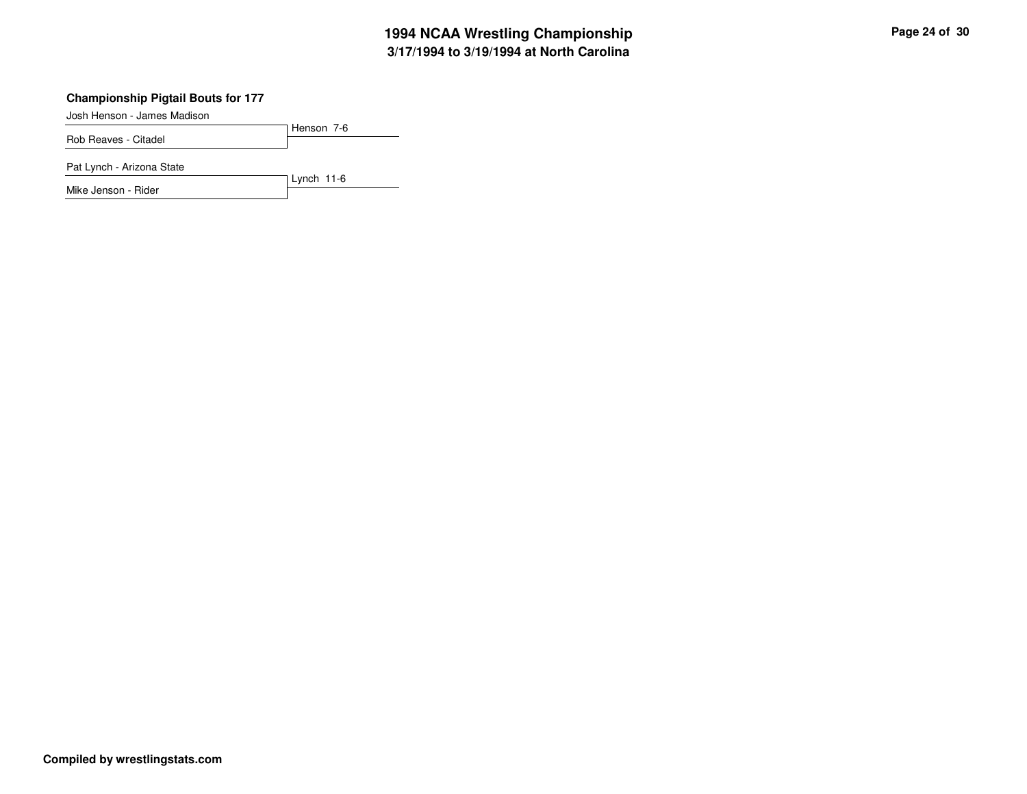### Championship Pigtail Bouts for 177

Josh Henson - James Madison
Rob Reaves - Citadel
Henson 7-6

Pat Lynch - Arizona State
Mike Jenson - Rider
Lynch 11-6

**Compiled by wrestlingstats.com**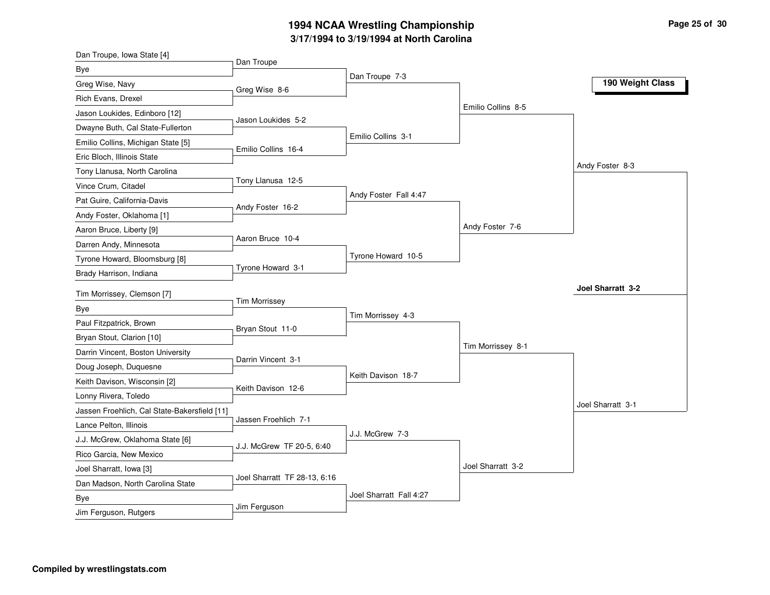# 1994 NCAA Wrestling Championship

## 3/17/1994 to 3/19/1994 at North Carolina

### 190 Weight Class

**First Round**

- Dan Troupe, Iowa State [4] vs Bye — Dan Troupe
- Greg Wise, Navy vs Rich Evans, Drexel — Greg Wise 8-6
- Jason Loukides, Edinboro [12] vs Dwayne Buth, Cal State-Fullerton — Jason Loukides 5-2
- Emilio Collins, Michigan State [5] vs Eric Bloch, Illinois State — Emilio Collins 16-4
- Tony Llanusa, North Carolina vs Vince Crum, Citadel — Tony Llanusa 12-5
- Pat Guire, California-Davis vs Andy Foster, Oklahoma [1] — Andy Foster 16-2
- Aaron Bruce, Liberty [9] vs Darren Andy, Minnesota — Aaron Bruce 10-4
- Tyrone Howard, Bloomsburg [8] vs Brady Harrison, Indiana — Tyrone Howard 3-1
- Tim Morrissey, Clemson [7] vs Bye — Tim Morrissey
- Paul Fitzpatrick, Brown vs Bryan Stout, Clarion [10] — Bryan Stout 11-0
- Darrin Vincent, Boston University vs Doug Joseph, Duquesne — Darrin Vincent 3-1
- Keith Davison, Wisconsin [2] vs Lonny Rivera, Toledo — Keith Davison 12-6
- Jassen Froehlich, Cal State-Bakersfield [11] vs Lance Pelton, Illinois — Jassen Froehlich 7-1
- J.J. McGrew, Oklahoma State [6] vs Rico Garcia, New Mexico — J.J. McGrew TF 20-5, 6:40
- Joel Sharratt, Iowa [3] vs Dan Madson, North Carolina State — Joel Sharratt TF 28-13, 6:16
- Bye vs Jim Ferguson, Rutgers — Jim Ferguson

**Second Round**

- Dan Troupe 7-3
- Emilio Collins 3-1
- Andy Foster Fall 4:47
- Tyrone Howard 10-5
- Tim Morrissey 4-3
- Keith Davison 18-7
- J.J. McGrew 7-3
- Joel Sharratt Fall 4:27

**Quarterfinals**

- Emilio Collins 8-5
- Andy Foster 7-6
- Tim Morrissey 8-1
- Joel Sharratt 3-2

**Semifinals**

- Andy Foster 8-3
- Joel Sharratt 3-1

**Champion**

- **Joel Sharratt 3-2**

**Compiled by wrestlingstats.com**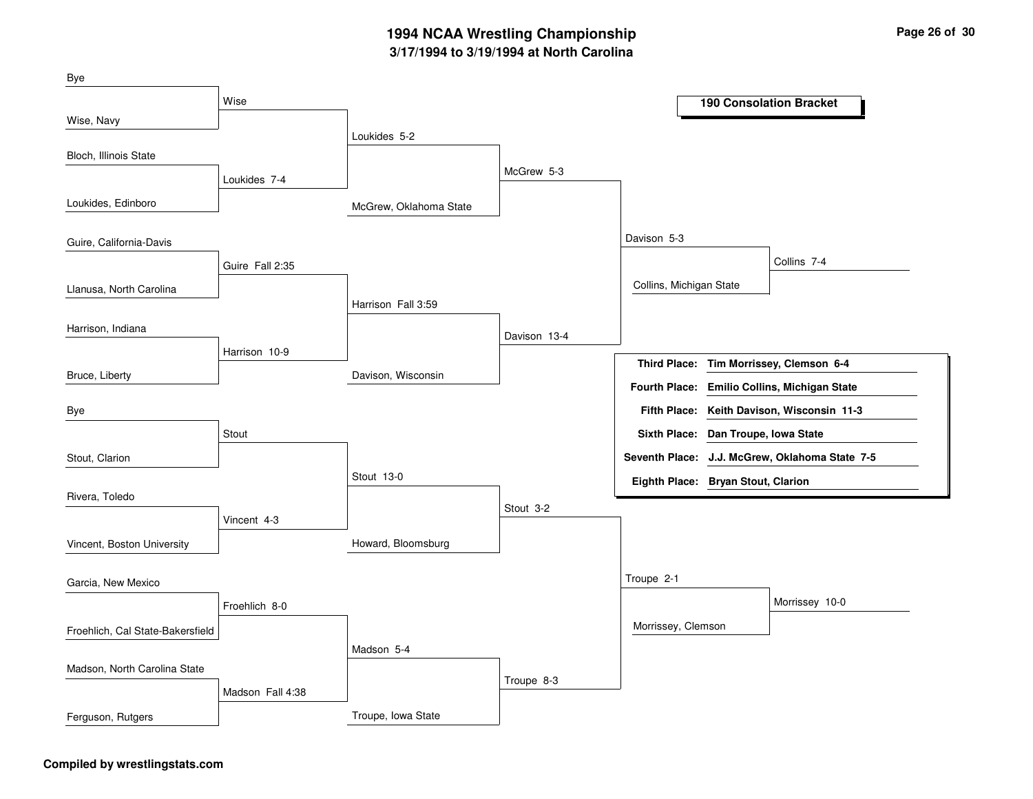# 1994 NCAA Wrestling Championship

## 3/17/1994 to 3/19/1994 at North Carolina

### 190 Consolation Bracket

**Round 1**

- Bye vs. Wise, Navy — Wise
- Bloch, Illinois State vs. Loukides, Edinboro — Loukides 7-4
- Guire, California-Davis vs. Llanusa, North Carolina — Guire Fall 2:35
- Harrison, Indiana vs. Bruce, Liberty — Harrison 10-9
- Bye vs. Stout, Clarion — Stout
- Rivera, Toledo vs. Vincent, Boston University — Vincent 4-3
- Garcia, New Mexico vs. Froehlich, Cal State-Bakersfield — Froehlich 8-0
- Madson, North Carolina State vs. Ferguson, Rutgers — Madson Fall 4:38

**Round 2**

- Wise vs. Loukides — Loukides 5-2
- Guire vs. Harrison — Harrison Fall 3:59
- Stout vs. Vincent — Stout 13-0
- Froehlich vs. Madson — Madson 5-4

**Round 3**

- Loukides vs. McGrew, Oklahoma State — McGrew 5-3
- Harrison vs. Davison, Wisconsin — Davison 13-4
- Stout vs. Howard, Bloomsburg — Stout 3-2
- Madson vs. Troupe, Iowa State — Troupe 8-3

**Round 4**

- McGrew vs. Davison — Davison 5-3
- Stout vs. Troupe — Troupe 2-1

**Round 5**

- Davison vs. Collins, Michigan State — Collins 7-4
- Troupe vs. Morrissey, Clemson — Morrissey 10-0

| Place | Wrestler |
|---|---|
| **Third Place:** | **Tim Morrissey, Clemson 6-4** |
| **Fourth Place:** | **Emilio Collins, Michigan State** |
| **Fifth Place:** | **Keith Davison, Wisconsin 11-3** |
| **Sixth Place:** | **Dan Troupe, Iowa State** |
| **Seventh Place:** | **J.J. McGrew, Oklahoma State 7-5** |
| **Eighth Place:** | **Bryan Stout, Clarion** |

**Compiled by wrestlingstats.com**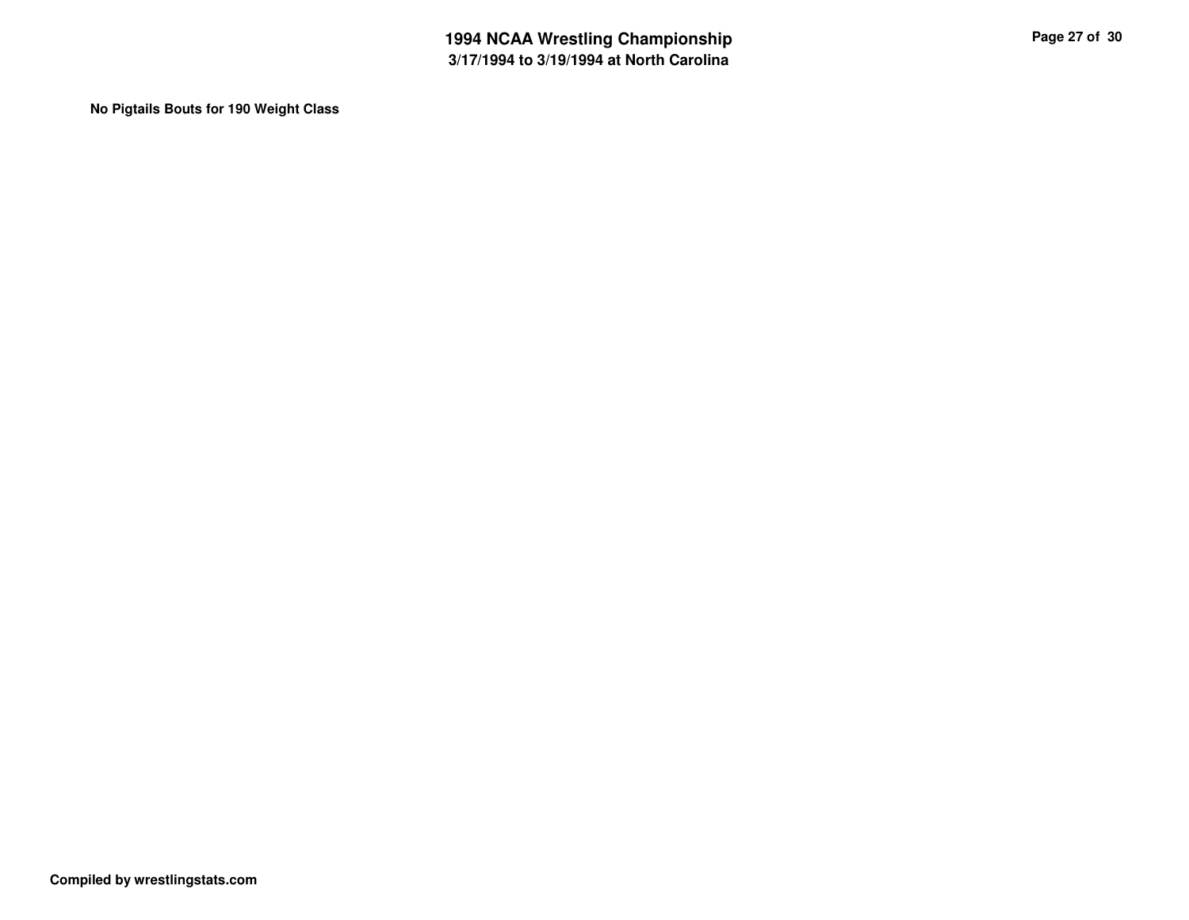**No Pigtails Bouts for 190 Weight Class**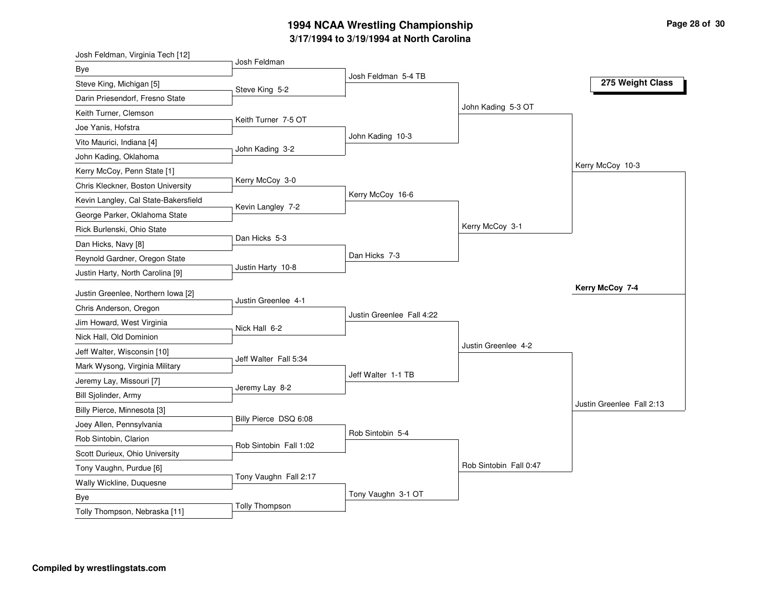# 1994 NCAA Wrestling Championship

## 3/17/1994 to 3/19/1994 at North Carolina

### 275 Weight Class

**First Round**

- Josh Feldman, Virginia Tech [12] vs Bye — Josh Feldman
- Steve King, Michigan [5] vs Darin Priesendorf, Fresno State — Steve King 5-2
- Keith Turner, Clemson vs Joe Yanis, Hofstra — Keith Turner 7-5 OT
- Vito Maurici, Indiana [4] vs John Kading, Oklahoma — John Kading 3-2
- Kerry McCoy, Penn State [1] vs Chris Kleckner, Boston University — Kerry McCoy 3-0
- Kevin Langley, Cal State-Bakersfield vs George Parker, Oklahoma State — Kevin Langley 7-2
- Rick Burlenski, Ohio State vs Dan Hicks, Navy [8] — Dan Hicks 5-3
- Reynold Gardner, Oregon State vs Justin Harty, North Carolina [9] — Justin Harty 10-8
- Justin Greenlee, Northern Iowa [2] vs Chris Anderson, Oregon — Justin Greenlee 4-1
- Jim Howard, West Virginia vs Nick Hall, Old Dominion — Nick Hall 6-2
- Jeff Walter, Wisconsin [10] vs Mark Wysong, Virginia Military — Jeff Walter Fall 5:34
- Jeremy Lay, Missouri [7] vs Bill Sjolinder, Army — Jeremy Lay 8-2
- Billy Pierce, Minnesota [3] vs Joey Allen, Pennsylvania — Billy Pierce DSQ 6:08
- Rob Sintobin, Clarion vs Scott Durieux, Ohio University — Rob Sintobin Fall 1:02
- Tony Vaughn, Purdue [6] vs Wally Wickline, Duquesne — Tony Vaughn Fall 2:17
- Bye vs Tolly Thompson, Nebraska [11] — Tolly Thompson

**Second Round**

- Josh Feldman 5-4 TB
- John Kading 10-3
- Kerry McCoy 16-6
- Dan Hicks 7-3
- Justin Greenlee Fall 4:22
- Jeff Walter 1-1 TB
- Rob Sintobin 5-4
- Tony Vaughn 3-1 OT

**Quarterfinals**

- John Kading 5-3 OT
- Kerry McCoy 3-1
- Justin Greenlee 4-2
- Rob Sintobin Fall 0:47

**Semifinals**

- Kerry McCoy 10-3
- Justin Greenlee Fall 2:13

**Final**

- **Kerry McCoy 7-4**

**Compiled by wrestlingstats.com**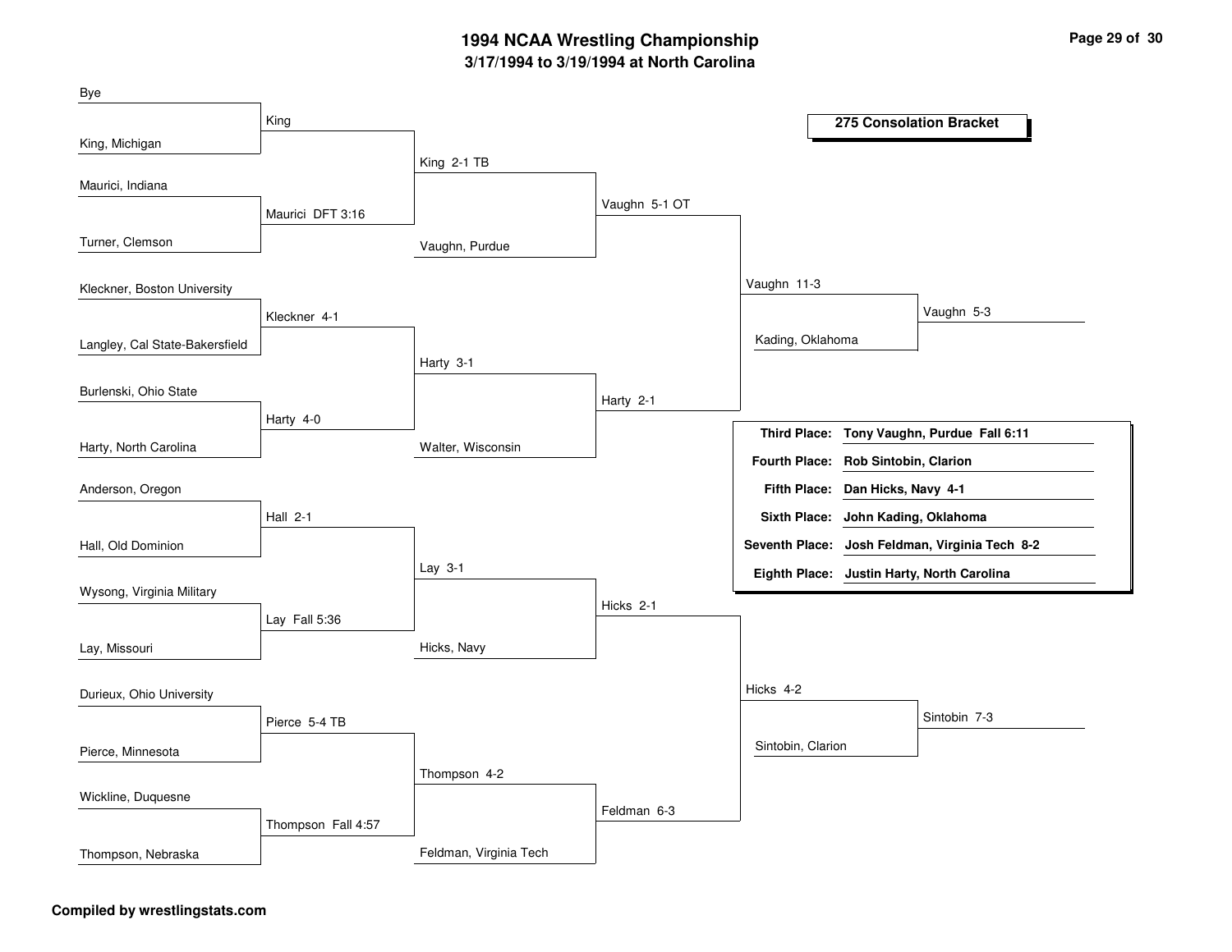# 1994 NCAA Wrestling Championship
## 3/17/1994 to 3/19/1994 at North Carolina

### 275 Consolation Bracket

**Round 1**

| Wrestler 1 | Wrestler 2 | Result |
|---|---|---|
| Bye | King, Michigan | King |
| Maurici, Indiana | Turner, Clemson | Maurici DFT 3:16 |
| Kleckner, Boston University | Langley, Cal State-Bakersfield | Kleckner 4-1 |
| Burlenski, Ohio State | Harty, North Carolina | Harty 4-0 |
| Anderson, Oregon | Hall, Old Dominion | Hall 2-1 |
| Wysong, Virginia Military | Lay, Missouri | Lay Fall 5:36 |
| Durieux, Ohio University | Pierce, Minnesota | Pierce 5-4 TB |
| Wickline, Duquesne | Thompson, Nebraska | Thompson Fall 4:57 |

**Round 2**

| Wrestler 1 | Wrestler 2 | Result |
|---|---|---|
| King | Maurici | King 2-1 TB |
| Kleckner | Harty | Harty 3-1 |
| Hall | Lay | Lay 3-1 |
| Pierce | Thompson | Thompson 4-2 |

**Round 3**

| Wrestler 1 | Wrestler 2 | Result |
|---|---|---|
| King | Vaughn, Purdue | Vaughn 5-1 OT |
| Harty | Walter, Wisconsin | Harty 2-1 |
| Lay | Hicks, Navy | Hicks 2-1 |
| Thompson | Feldman, Virginia Tech | Feldman 6-3 |

**Round 4**

| Wrestler 1 | Wrestler 2 | Result |
|---|---|---|
| Vaughn | Harty | Vaughn 11-3 |
| Hicks | Feldman | Hicks 4-2 |

**Round 5**

| Wrestler 1 | Wrestler 2 | Result |
|---|---|---|
| Vaughn | Kading, Oklahoma | Vaughn 5-3 |
| Hicks | Sintobin, Clarion | Sintobin 7-3 |

| Place | Wrestler |
|---|---|
| **Third Place:** | **Tony Vaughn, Purdue Fall 6:11** |
| **Fourth Place:** | **Rob Sintobin, Clarion** |
| **Fifth Place:** | **Dan Hicks, Navy 4-1** |
| **Sixth Place:** | **John Kading, Oklahoma** |
| **Seventh Place:** | **Josh Feldman, Virginia Tech 8-2** |
| **Eighth Place:** | **Justin Harty, North Carolina** |

**Compiled by wrestlingstats.com**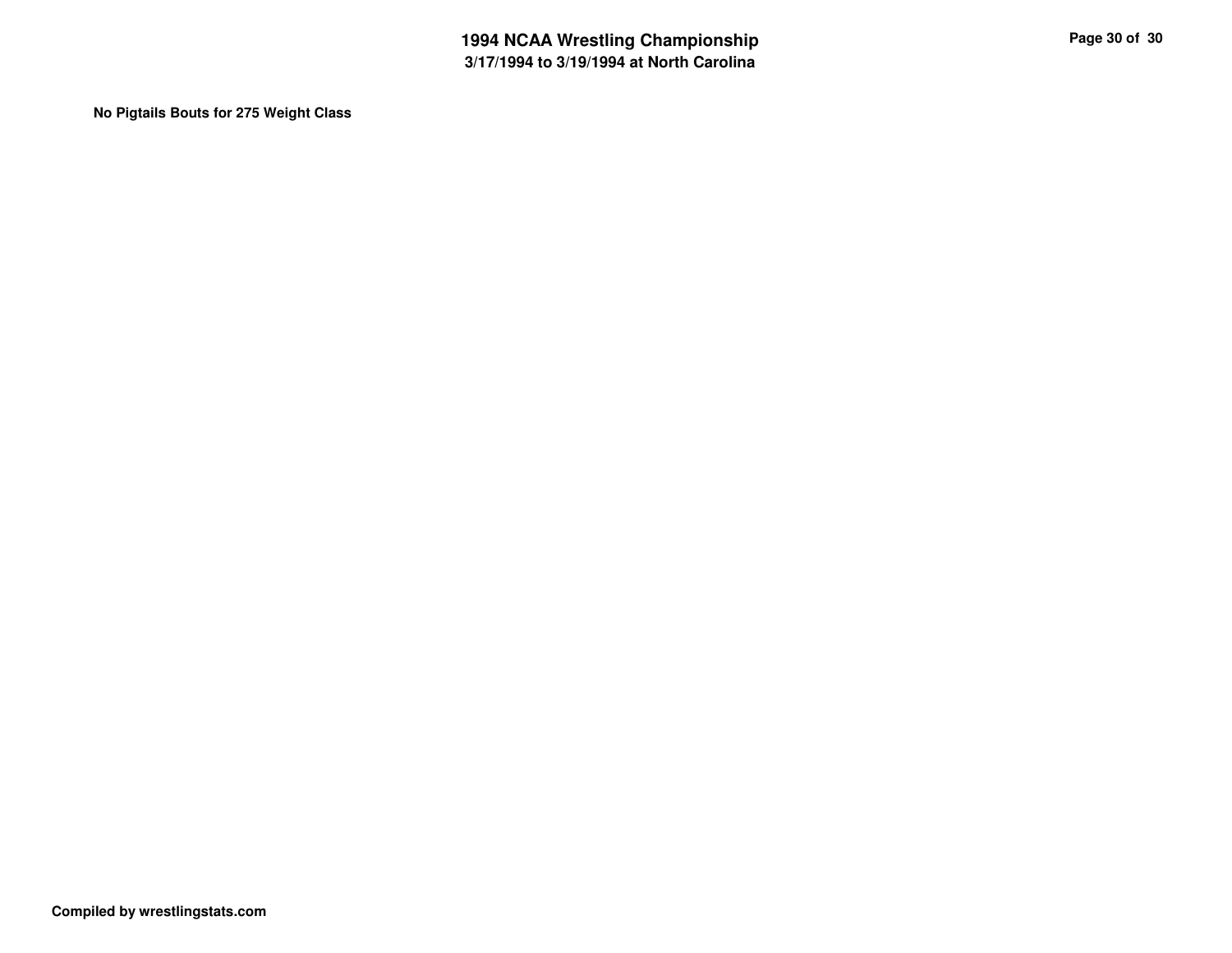**No Pigtails Bouts for 275 Weight Class**